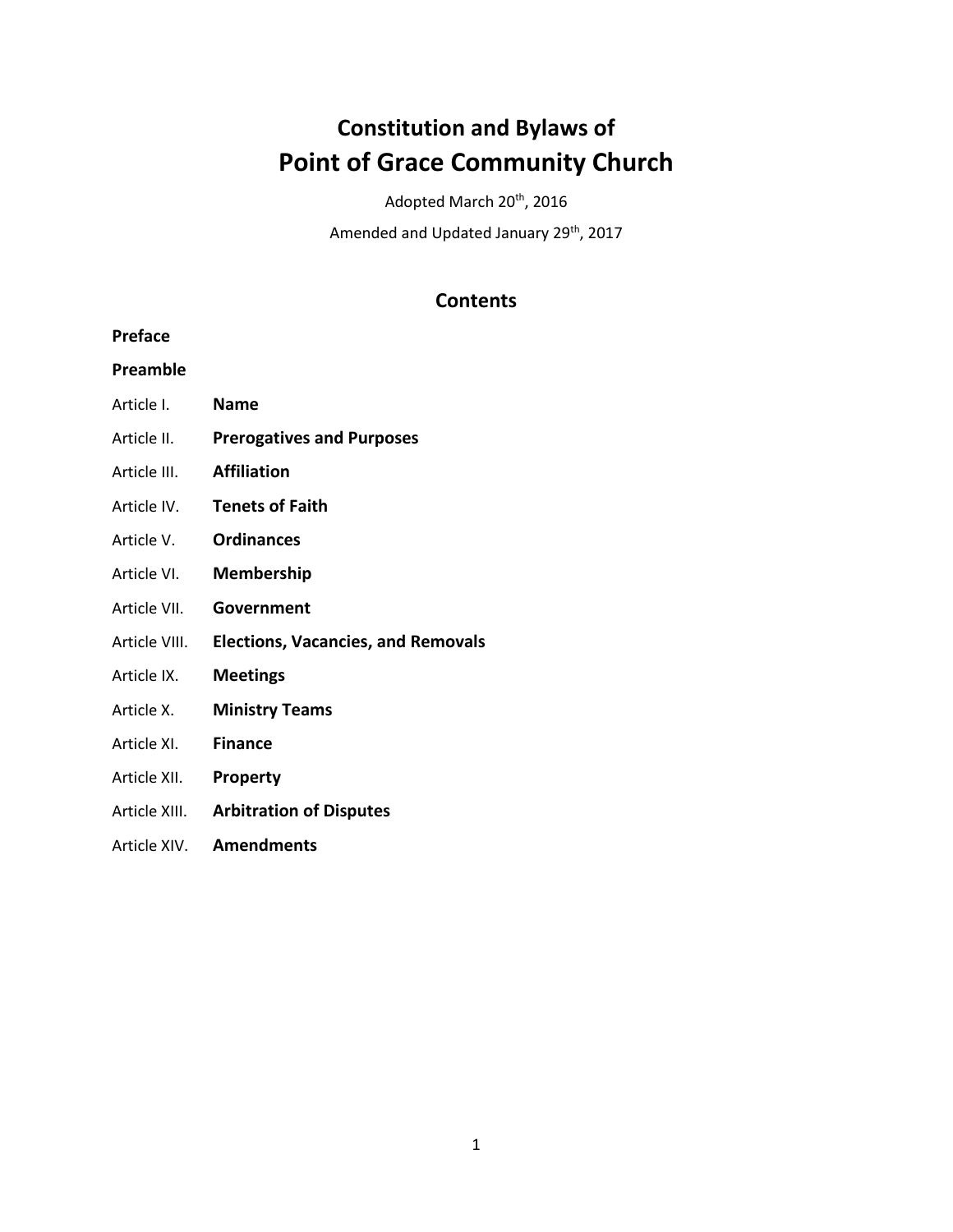# Constitution and Bylaws of
# Point of Grace Community Church

Adopted March 20th, 2016

Amended and Updated January 29th, 2017

## Contents

**Preface**

**Preamble**

Article I. **Name**

Article II. **Prerogatives and Purposes**

Article III. **Affiliation**

Article IV. **Tenets of Faith**

Article V. **Ordinances**

Article VI. **Membership**

Article VII. **Government**

Article VIII. **Elections, Vacancies, and Removals**

Article IX. **Meetings**

Article X. **Ministry Teams**

Article XI. **Finance**

Article XII. **Property**

Article XIII. **Arbitration of Disputes**

Article XIV. **Amendments**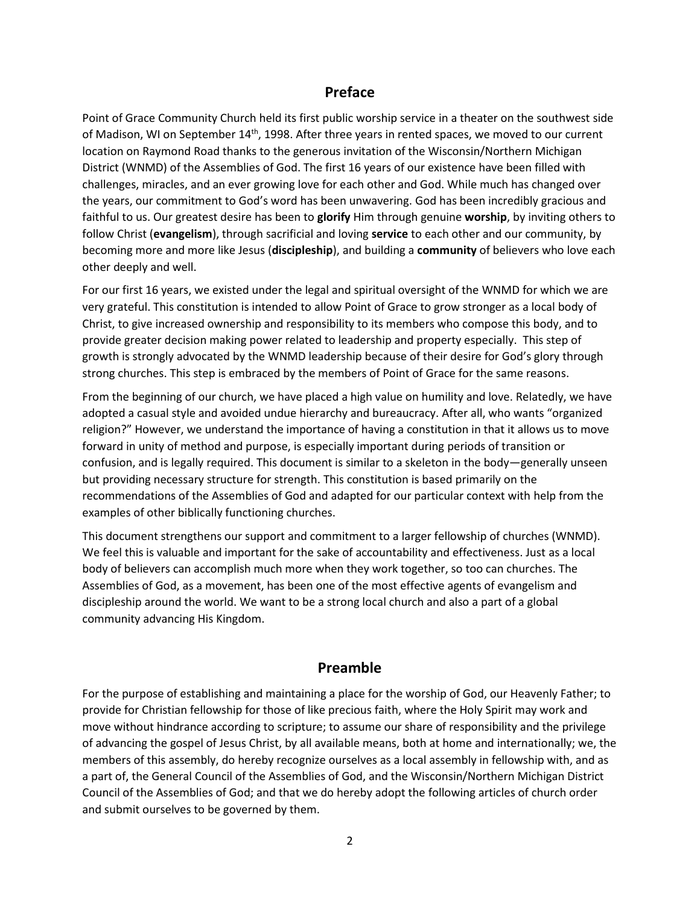## Preface

Point of Grace Community Church held its first public worship service in a theater on the southwest side of Madison, WI on September 14th, 1998. After three years in rented spaces, we moved to our current location on Raymond Road thanks to the generous invitation of the Wisconsin/Northern Michigan District (WNMD) of the Assemblies of God. The first 16 years of our existence have been filled with challenges, miracles, and an ever growing love for each other and God. While much has changed over the years, our commitment to God's word has been unwavering. God has been incredibly gracious and faithful to us. Our greatest desire has been to **glorify** Him through genuine **worship**, by inviting others to follow Christ (**evangelism**), through sacrificial and loving **service** to each other and our community, by becoming more and more like Jesus (**discipleship**), and building a **community** of believers who love each other deeply and well.

For our first 16 years, we existed under the legal and spiritual oversight of the WNMD for which we are very grateful. This constitution is intended to allow Point of Grace to grow stronger as a local body of Christ, to give increased ownership and responsibility to its members who compose this body, and to provide greater decision making power related to leadership and property especially. This step of growth is strongly advocated by the WNMD leadership because of their desire for God's glory through strong churches. This step is embraced by the members of Point of Grace for the same reasons.

From the beginning of our church, we have placed a high value on humility and love. Relatedly, we have adopted a casual style and avoided undue hierarchy and bureaucracy. After all, who wants "organized religion?" However, we understand the importance of having a constitution in that it allows us to move forward in unity of method and purpose, is especially important during periods of transition or confusion, and is legally required. This document is similar to a skeleton in the body—generally unseen but providing necessary structure for strength. This constitution is based primarily on the recommendations of the Assemblies of God and adapted for our particular context with help from the examples of other biblically functioning churches.

This document strengthens our support and commitment to a larger fellowship of churches (WNMD). We feel this is valuable and important for the sake of accountability and effectiveness. Just as a local body of believers can accomplish much more when they work together, so too can churches. The Assemblies of God, as a movement, has been one of the most effective agents of evangelism and discipleship around the world. We want to be a strong local church and also a part of a global community advancing His Kingdom.

## Preamble

For the purpose of establishing and maintaining a place for the worship of God, our Heavenly Father; to provide for Christian fellowship for those of like precious faith, where the Holy Spirit may work and move without hindrance according to scripture; to assume our share of responsibility and the privilege of advancing the gospel of Jesus Christ, by all available means, both at home and internationally; we, the members of this assembly, do hereby recognize ourselves as a local assembly in fellowship with, and as a part of, the General Council of the Assemblies of God, and the Wisconsin/Northern Michigan District Council of the Assemblies of God; and that we do hereby adopt the following articles of church order and submit ourselves to be governed by them.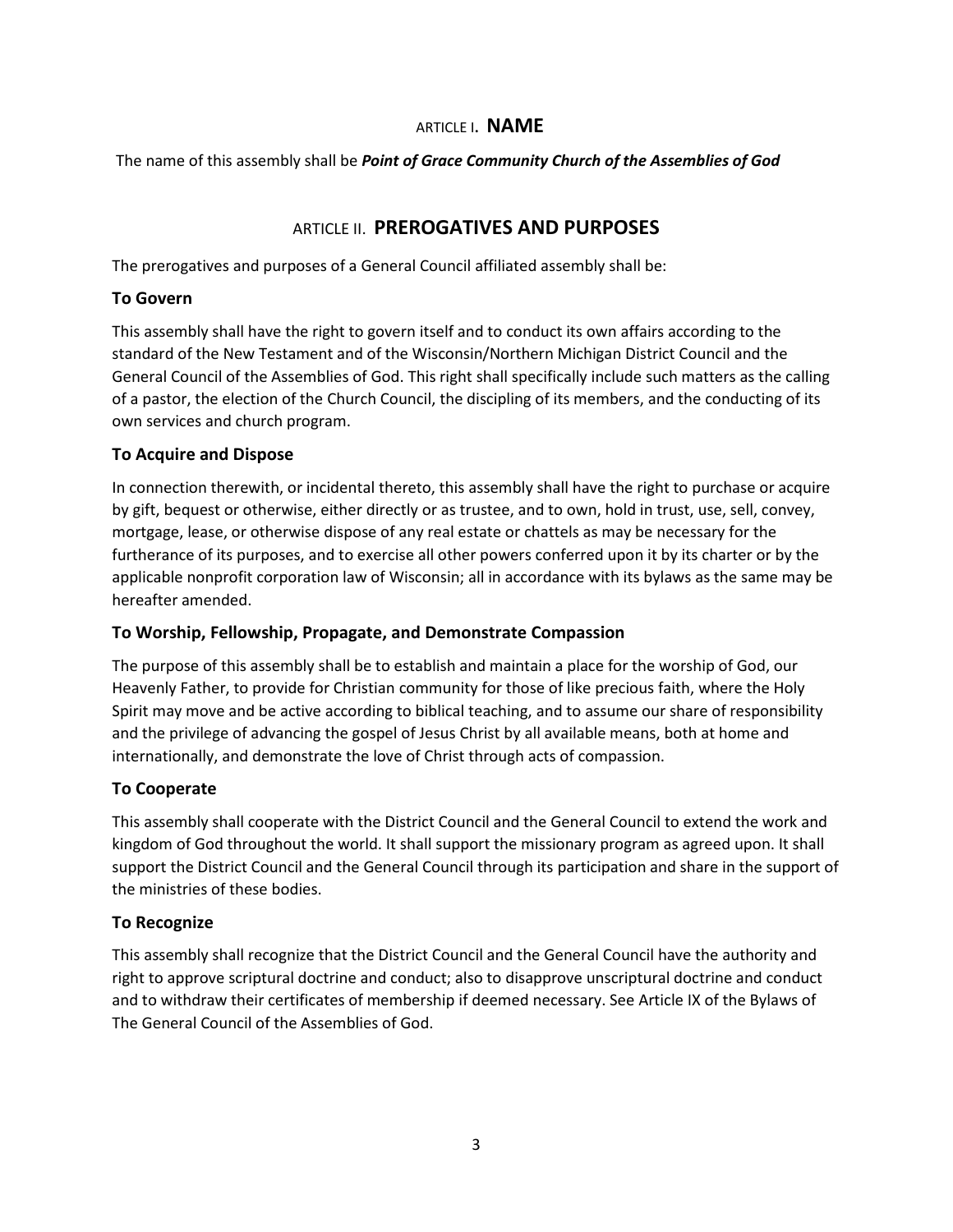## ARTICLE I. NAME

The name of this assembly shall be ***Point of Grace Community Church of the Assemblies of God***

## ARTICLE II. PREROGATIVES AND PURPOSES

The prerogatives and purposes of a General Council affiliated assembly shall be:

### To Govern

This assembly shall have the right to govern itself and to conduct its own affairs according to the standard of the New Testament and of the Wisconsin/Northern Michigan District Council and the General Council of the Assemblies of God. This right shall specifically include such matters as the calling of a pastor, the election of the Church Council, the discipling of its members, and the conducting of its own services and church program.

### To Acquire and Dispose

In connection therewith, or incidental thereto, this assembly shall have the right to purchase or acquire by gift, bequest or otherwise, either directly or as trustee, and to own, hold in trust, use, sell, convey, mortgage, lease, or otherwise dispose of any real estate or chattels as may be necessary for the furtherance of its purposes, and to exercise all other powers conferred upon it by its charter or by the applicable nonprofit corporation law of Wisconsin; all in accordance with its bylaws as the same may be hereafter amended.

### To Worship, Fellowship, Propagate, and Demonstrate Compassion

The purpose of this assembly shall be to establish and maintain a place for the worship of God, our Heavenly Father, to provide for Christian community for those of like precious faith, where the Holy Spirit may move and be active according to biblical teaching, and to assume our share of responsibility and the privilege of advancing the gospel of Jesus Christ by all available means, both at home and internationally, and demonstrate the love of Christ through acts of compassion.

### To Cooperate

This assembly shall cooperate with the District Council and the General Council to extend the work and kingdom of God throughout the world. It shall support the missionary program as agreed upon. It shall support the District Council and the General Council through its participation and share in the support of the ministries of these bodies.

### To Recognize

This assembly shall recognize that the District Council and the General Council have the authority and right to approve scriptural doctrine and conduct; also to disapprove unscriptural doctrine and conduct and to withdraw their certificates of membership if deemed necessary. See Article IX of the Bylaws of The General Council of the Assemblies of God.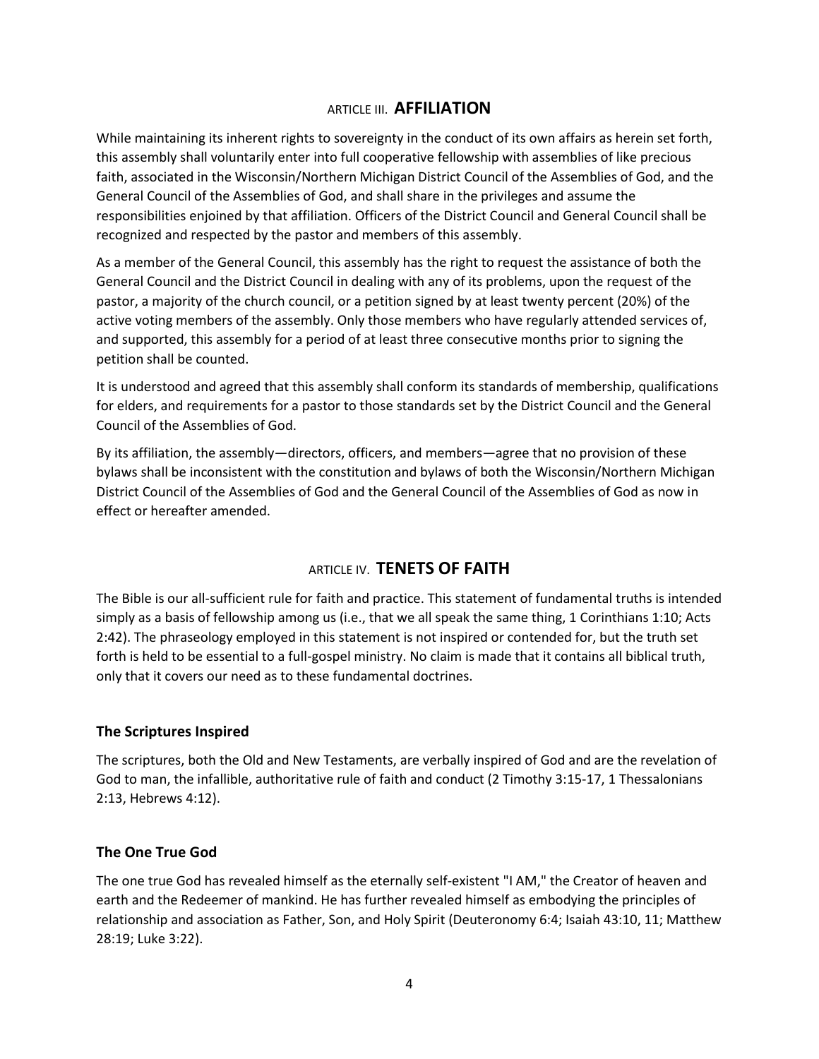## ARTICLE III. **AFFILIATION**

While maintaining its inherent rights to sovereignty in the conduct of its own affairs as herein set forth, this assembly shall voluntarily enter into full cooperative fellowship with assemblies of like precious faith, associated in the Wisconsin/Northern Michigan District Council of the Assemblies of God, and the General Council of the Assemblies of God, and shall share in the privileges and assume the responsibilities enjoined by that affiliation. Officers of the District Council and General Council shall be recognized and respected by the pastor and members of this assembly.

As a member of the General Council, this assembly has the right to request the assistance of both the General Council and the District Council in dealing with any of its problems, upon the request of the pastor, a majority of the church council, or a petition signed by at least twenty percent (20%) of the active voting members of the assembly. Only those members who have regularly attended services of, and supported, this assembly for a period of at least three consecutive months prior to signing the petition shall be counted.

It is understood and agreed that this assembly shall conform its standards of membership, qualifications for elders, and requirements for a pastor to those standards set by the District Council and the General Council of the Assemblies of God.

By its affiliation, the assembly—directors, officers, and members—agree that no provision of these bylaws shall be inconsistent with the constitution and bylaws of both the Wisconsin/Northern Michigan District Council of the Assemblies of God and the General Council of the Assemblies of God as now in effect or hereafter amended.

## ARTICLE IV. **TENETS OF FAITH**

The Bible is our all-sufficient rule for faith and practice. This statement of fundamental truths is intended simply as a basis of fellowship among us (i.e., that we all speak the same thing, 1 Corinthians 1:10; Acts 2:42). The phraseology employed in this statement is not inspired or contended for, but the truth set forth is held to be essential to a full-gospel ministry. No claim is made that it contains all biblical truth, only that it covers our need as to these fundamental doctrines.

### The Scriptures Inspired

The scriptures, both the Old and New Testaments, are verbally inspired of God and are the revelation of God to man, the infallible, authoritative rule of faith and conduct (2 Timothy 3:15-17, 1 Thessalonians 2:13, Hebrews 4:12).

### The One True God

The one true God has revealed himself as the eternally self-existent "I AM," the Creator of heaven and earth and the Redeemer of mankind. He has further revealed himself as embodying the principles of relationship and association as Father, Son, and Holy Spirit (Deuteronomy 6:4; Isaiah 43:10, 11; Matthew 28:19; Luke 3:22).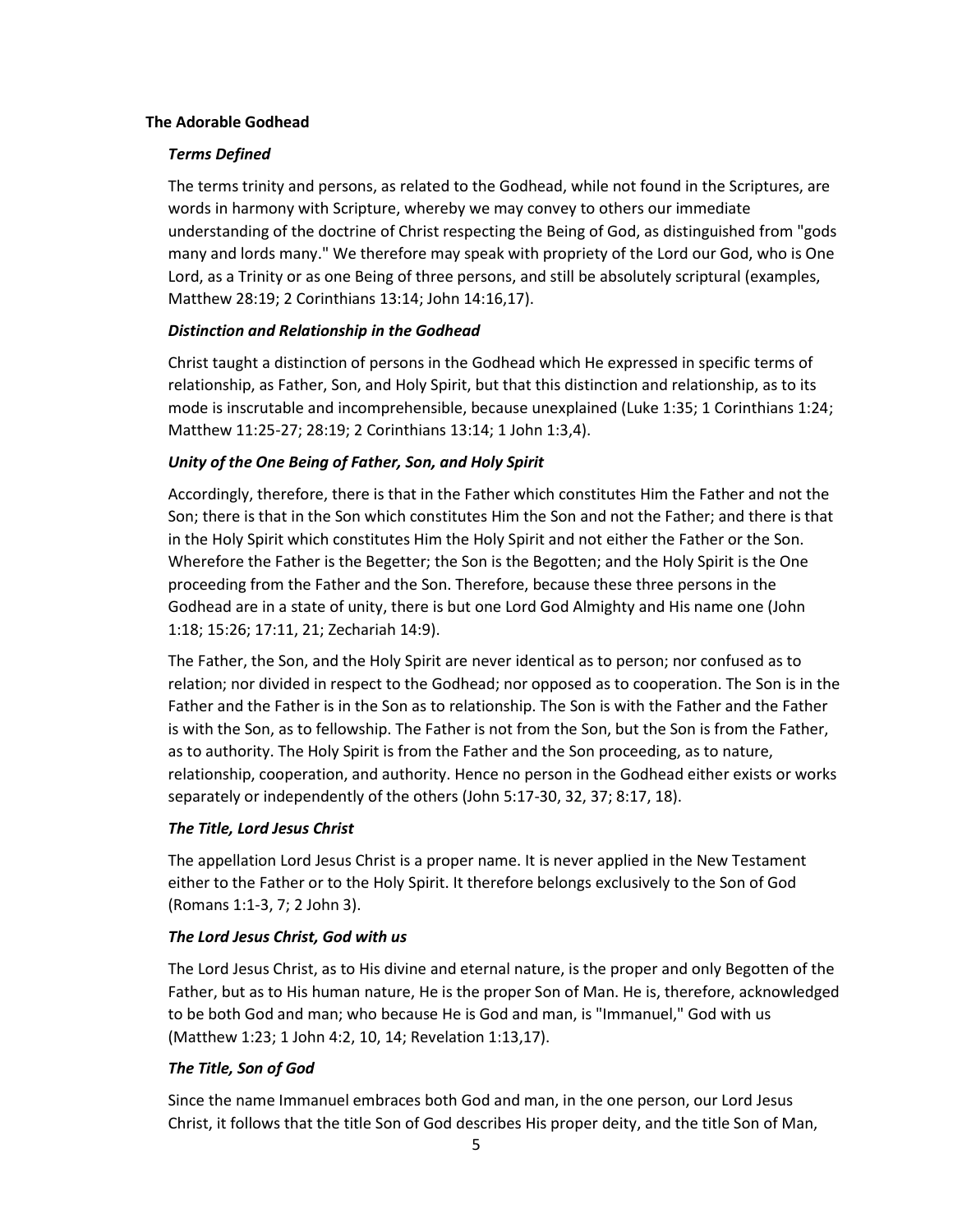## The Adorable Godhead

### *Terms Defined*

The terms trinity and persons, as related to the Godhead, while not found in the Scriptures, are words in harmony with Scripture, whereby we may convey to others our immediate understanding of the doctrine of Christ respecting the Being of God, as distinguished from "gods many and lords many." We therefore may speak with propriety of the Lord our God, who is One Lord, as a Trinity or as one Being of three persons, and still be absolutely scriptural (examples, Matthew 28:19; 2 Corinthians 13:14; John 14:16,17).

### *Distinction and Relationship in the Godhead*

Christ taught a distinction of persons in the Godhead which He expressed in specific terms of relationship, as Father, Son, and Holy Spirit, but that this distinction and relationship, as to its mode is inscrutable and incomprehensible, because unexplained (Luke 1:35; 1 Corinthians 1:24; Matthew 11:25-27; 28:19; 2 Corinthians 13:14; 1 John 1:3,4).

### *Unity of the One Being of Father, Son, and Holy Spirit*

Accordingly, therefore, there is that in the Father which constitutes Him the Father and not the Son; there is that in the Son which constitutes Him the Son and not the Father; and there is that in the Holy Spirit which constitutes Him the Holy Spirit and not either the Father or the Son. Wherefore the Father is the Begetter; the Son is the Begotten; and the Holy Spirit is the One proceeding from the Father and the Son. Therefore, because these three persons in the Godhead are in a state of unity, there is but one Lord God Almighty and His name one (John 1:18; 15:26; 17:11, 21; Zechariah 14:9).

The Father, the Son, and the Holy Spirit are never identical as to person; nor confused as to relation; nor divided in respect to the Godhead; nor opposed as to cooperation. The Son is in the Father and the Father is in the Son as to relationship. The Son is with the Father and the Father is with the Son, as to fellowship. The Father is not from the Son, but the Son is from the Father, as to authority. The Holy Spirit is from the Father and the Son proceeding, as to nature, relationship, cooperation, and authority. Hence no person in the Godhead either exists or works separately or independently of the others (John 5:17-30, 32, 37; 8:17, 18).

### *The Title, Lord Jesus Christ*

The appellation Lord Jesus Christ is a proper name. It is never applied in the New Testament either to the Father or to the Holy Spirit. It therefore belongs exclusively to the Son of God (Romans 1:1-3, 7; 2 John 3).

### *The Lord Jesus Christ, God with us*

The Lord Jesus Christ, as to His divine and eternal nature, is the proper and only Begotten of the Father, but as to His human nature, He is the proper Son of Man. He is, therefore, acknowledged to be both God and man; who because He is God and man, is "Immanuel," God with us (Matthew 1:23; 1 John 4:2, 10, 14; Revelation 1:13,17).

### *The Title, Son of God*

Since the name Immanuel embraces both God and man, in the one person, our Lord Jesus Christ, it follows that the title Son of God describes His proper deity, and the title Son of Man,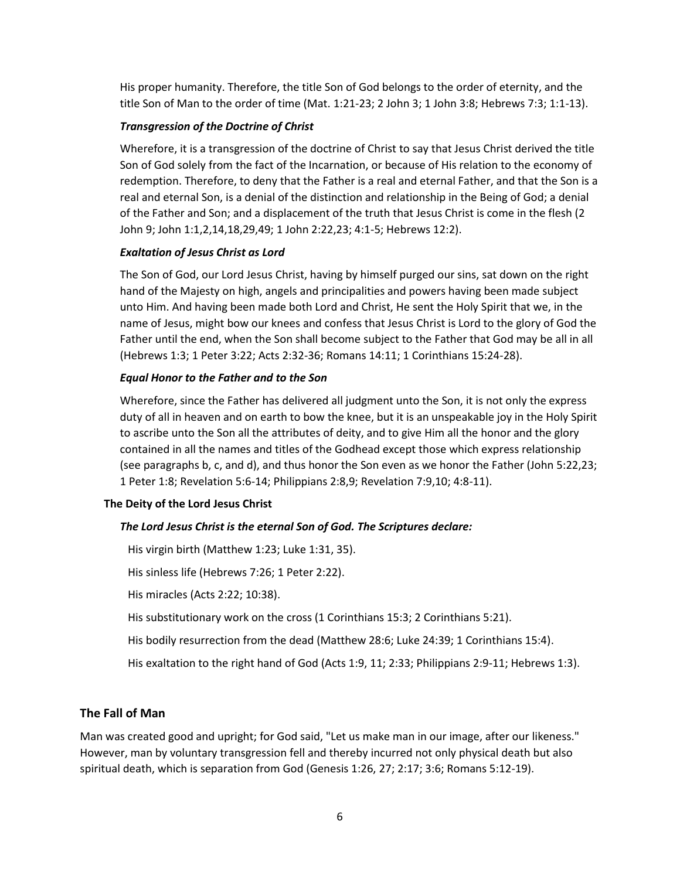His proper humanity. Therefore, the title Son of God belongs to the order of eternity, and the title Son of Man to the order of time (Mat. 1:21-23; 2 John 3; 1 John 3:8; Hebrews 7:3; 1:1-13).

***Transgression of the Doctrine of Christ***

Wherefore, it is a transgression of the doctrine of Christ to say that Jesus Christ derived the title Son of God solely from the fact of the Incarnation, or because of His relation to the economy of redemption. Therefore, to deny that the Father is a real and eternal Father, and that the Son is a real and eternal Son, is a denial of the distinction and relationship in the Being of God; a denial of the Father and Son; and a displacement of the truth that Jesus Christ is come in the flesh (2 John 9; John 1:1,2,14,18,29,49; 1 John 2:22,23; 4:1-5; Hebrews 12:2).

***Exaltation of Jesus Christ as Lord***

The Son of God, our Lord Jesus Christ, having by himself purged our sins, sat down on the right hand of the Majesty on high, angels and principalities and powers having been made subject unto Him. And having been made both Lord and Christ, He sent the Holy Spirit that we, in the name of Jesus, might bow our knees and confess that Jesus Christ is Lord to the glory of God the Father until the end, when the Son shall become subject to the Father that God may be all in all (Hebrews 1:3; 1 Peter 3:22; Acts 2:32-36; Romans 14:11; 1 Corinthians 15:24-28).

***Equal Honor to the Father and to the Son***

Wherefore, since the Father has delivered all judgment unto the Son, it is not only the express duty of all in heaven and on earth to bow the knee, but it is an unspeakable joy in the Holy Spirit to ascribe unto the Son all the attributes of deity, and to give Him all the honor and the glory contained in all the names and titles of the Godhead except those which express relationship (see paragraphs b, c, and d), and thus honor the Son even as we honor the Father (John 5:22,23; 1 Peter 1:8; Revelation 5:6-14; Philippians 2:8,9; Revelation 7:9,10; 4:8-11).

**The Deity of the Lord Jesus Christ**

***The Lord Jesus Christ is the eternal Son of God. The Scriptures declare:***

His virgin birth (Matthew 1:23; Luke 1:31, 35).

His sinless life (Hebrews 7:26; 1 Peter 2:22).

His miracles (Acts 2:22; 10:38).

His substitutionary work on the cross (1 Corinthians 15:3; 2 Corinthians 5:21).

His bodily resurrection from the dead (Matthew 28:6; Luke 24:39; 1 Corinthians 15:4).

His exaltation to the right hand of God (Acts 1:9, 11; 2:33; Philippians 2:9-11; Hebrews 1:3).

## The Fall of Man

Man was created good and upright; for God said, "Let us make man in our image, after our likeness." However, man by voluntary transgression fell and thereby incurred not only physical death but also spiritual death, which is separation from God (Genesis 1:26, 27; 2:17; 3:6; Romans 5:12-19).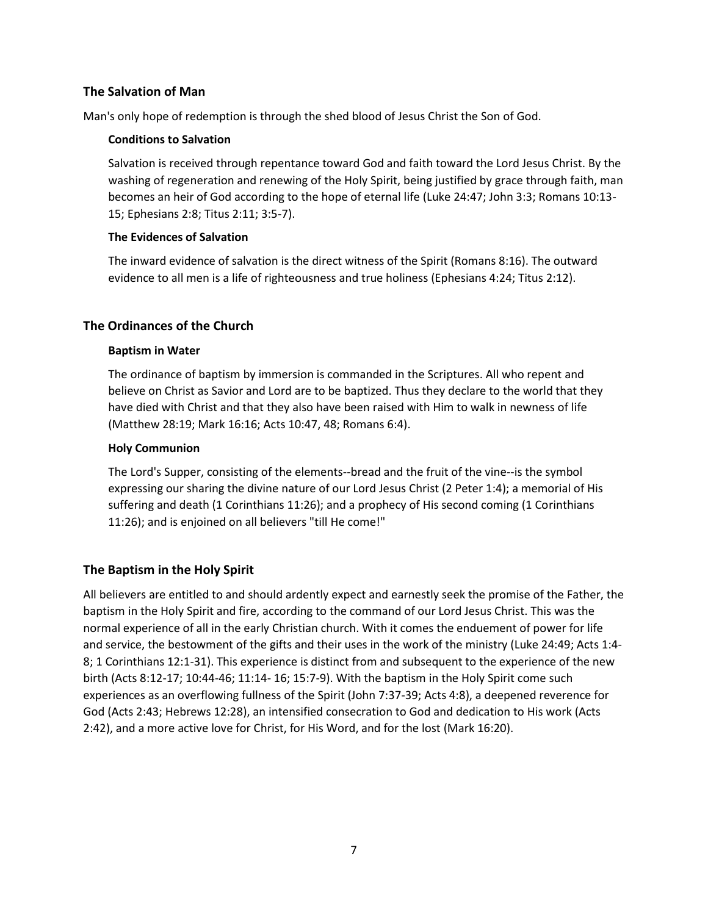## The Salvation of Man

Man's only hope of redemption is through the shed blood of Jesus Christ the Son of God.

### Conditions to Salvation

Salvation is received through repentance toward God and faith toward the Lord Jesus Christ. By the washing of regeneration and renewing of the Holy Spirit, being justified by grace through faith, man becomes an heir of God according to the hope of eternal life (Luke 24:47; John 3:3; Romans 10:13-15; Ephesians 2:8; Titus 2:11; 3:5-7).

### The Evidences of Salvation

The inward evidence of salvation is the direct witness of the Spirit (Romans 8:16). The outward evidence to all men is a life of righteousness and true holiness (Ephesians 4:24; Titus 2:12).

## The Ordinances of the Church

### Baptism in Water

The ordinance of baptism by immersion is commanded in the Scriptures. All who repent and believe on Christ as Savior and Lord are to be baptized. Thus they declare to the world that they have died with Christ and that they also have been raised with Him to walk in newness of life (Matthew 28:19; Mark 16:16; Acts 10:47, 48; Romans 6:4).

### Holy Communion

The Lord's Supper, consisting of the elements--bread and the fruit of the vine--is the symbol expressing our sharing the divine nature of our Lord Jesus Christ (2 Peter 1:4); a memorial of His suffering and death (1 Corinthians 11:26); and a prophecy of His second coming (1 Corinthians 11:26); and is enjoined on all believers "till He come!"

## The Baptism in the Holy Spirit

All believers are entitled to and should ardently expect and earnestly seek the promise of the Father, the baptism in the Holy Spirit and fire, according to the command of our Lord Jesus Christ. This was the normal experience of all in the early Christian church. With it comes the enduement of power for life and service, the bestowment of the gifts and their uses in the work of the ministry (Luke 24:49; Acts 1:4-8; 1 Corinthians 12:1-31). This experience is distinct from and subsequent to the experience of the new birth (Acts 8:12-17; 10:44-46; 11:14- 16; 15:7-9). With the baptism in the Holy Spirit come such experiences as an overflowing fullness of the Spirit (John 7:37-39; Acts 4:8), a deepened reverence for God (Acts 2:43; Hebrews 12:28), an intensified consecration to God and dedication to His work (Acts 2:42), and a more active love for Christ, for His Word, and for the lost (Mark 16:20).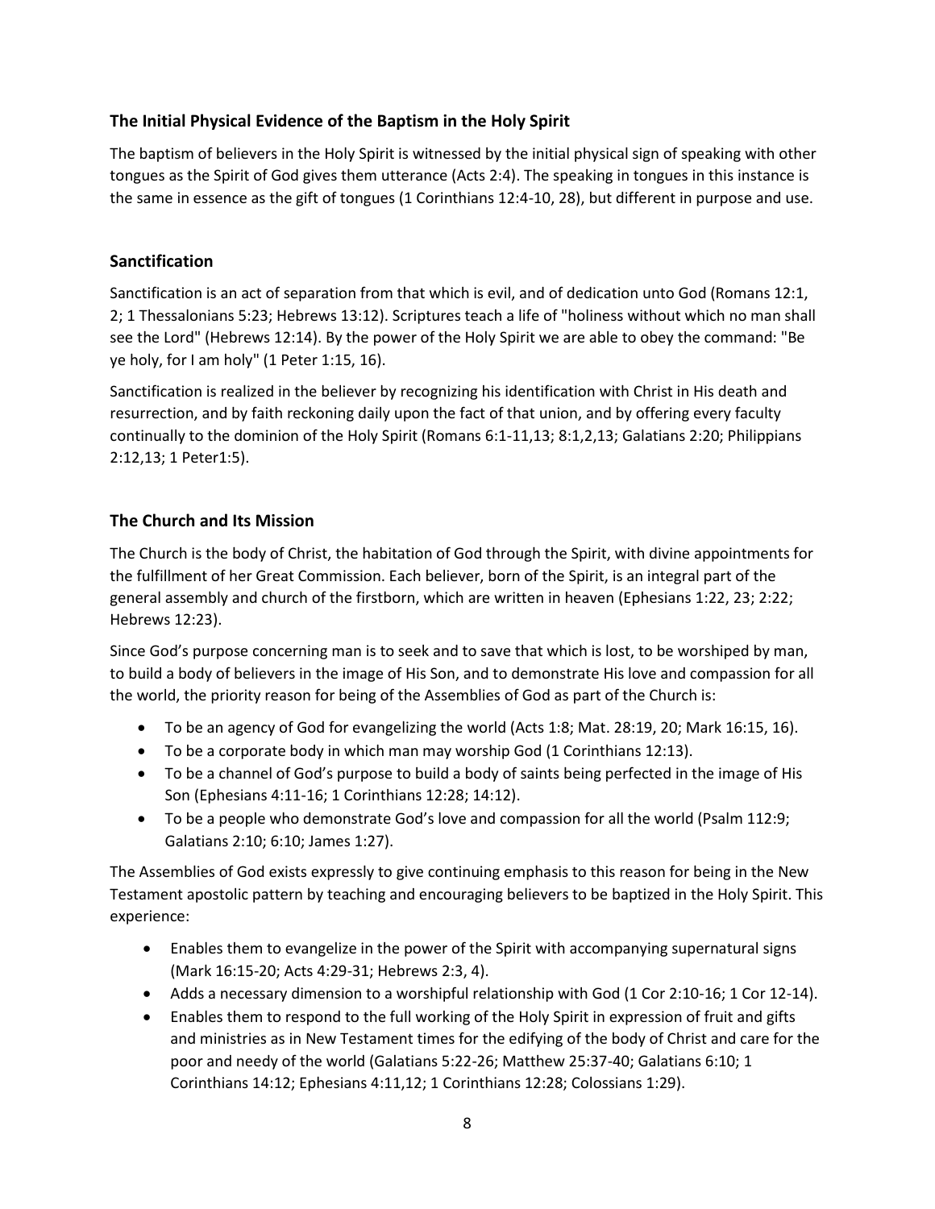### The Initial Physical Evidence of the Baptism in the Holy Spirit

The baptism of believers in the Holy Spirit is witnessed by the initial physical sign of speaking with other tongues as the Spirit of God gives them utterance (Acts 2:4). The speaking in tongues in this instance is the same in essence as the gift of tongues (1 Corinthians 12:4-10, 28), but different in purpose and use.

### Sanctification

Sanctification is an act of separation from that which is evil, and of dedication unto God (Romans 12:1, 2; 1 Thessalonians 5:23; Hebrews 13:12). Scriptures teach a life of "holiness without which no man shall see the Lord" (Hebrews 12:14). By the power of the Holy Spirit we are able to obey the command: "Be ye holy, for I am holy" (1 Peter 1:15, 16).

Sanctification is realized in the believer by recognizing his identification with Christ in His death and resurrection, and by faith reckoning daily upon the fact of that union, and by offering every faculty continually to the dominion of the Holy Spirit (Romans 6:1-11,13; 8:1,2,13; Galatians 2:20; Philippians 2:12,13; 1 Peter1:5).

### The Church and Its Mission

The Church is the body of Christ, the habitation of God through the Spirit, with divine appointments for the fulfillment of her Great Commission. Each believer, born of the Spirit, is an integral part of the general assembly and church of the firstborn, which are written in heaven (Ephesians 1:22, 23; 2:22; Hebrews 12:23).

Since God's purpose concerning man is to seek and to save that which is lost, to be worshiped by man, to build a body of believers in the image of His Son, and to demonstrate His love and compassion for all the world, the priority reason for being of the Assemblies of God as part of the Church is:

- To be an agency of God for evangelizing the world (Acts 1:8; Mat. 28:19, 20; Mark 16:15, 16).
- To be a corporate body in which man may worship God (1 Corinthians 12:13).
- To be a channel of God's purpose to build a body of saints being perfected in the image of His Son (Ephesians 4:11-16; 1 Corinthians 12:28; 14:12).
- To be a people who demonstrate God's love and compassion for all the world (Psalm 112:9; Galatians 2:10; 6:10; James 1:27).

The Assemblies of God exists expressly to give continuing emphasis to this reason for being in the New Testament apostolic pattern by teaching and encouraging believers to be baptized in the Holy Spirit. This experience:

- Enables them to evangelize in the power of the Spirit with accompanying supernatural signs (Mark 16:15-20; Acts 4:29-31; Hebrews 2:3, 4).
- Adds a necessary dimension to a worshipful relationship with God (1 Cor 2:10-16; 1 Cor 12-14).
- Enables them to respond to the full working of the Holy Spirit in expression of fruit and gifts and ministries as in New Testament times for the edifying of the body of Christ and care for the poor and needy of the world (Galatians 5:22-26; Matthew 25:37-40; Galatians 6:10; 1 Corinthians 14:12; Ephesians 4:11,12; 1 Corinthians 12:28; Colossians 1:29).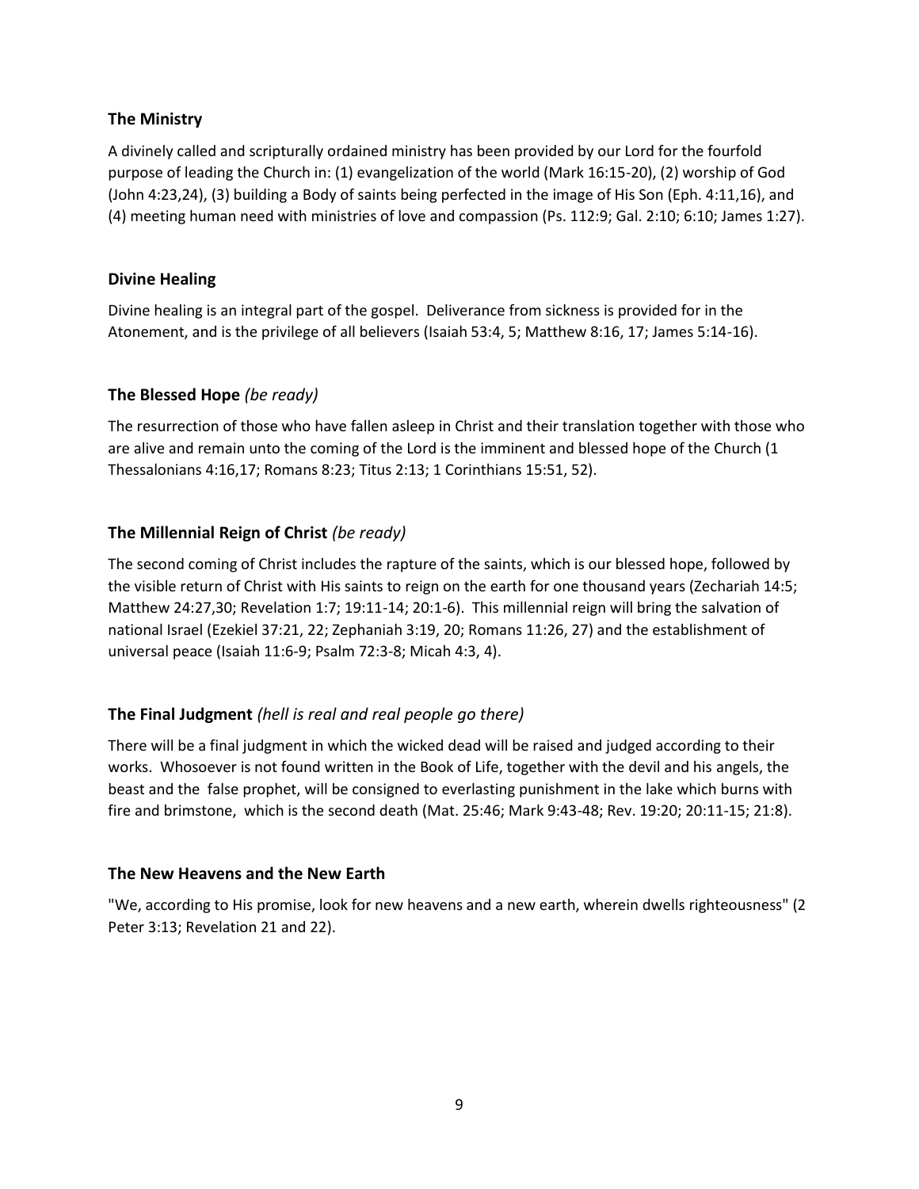### The Ministry

A divinely called and scripturally ordained ministry has been provided by our Lord for the fourfold purpose of leading the Church in: (1) evangelization of the world (Mark 16:15-20), (2) worship of God (John 4:23,24), (3) building a Body of saints being perfected in the image of His Son (Eph. 4:11,16), and (4) meeting human need with ministries of love and compassion (Ps. 112:9; Gal. 2:10; 6:10; James 1:27).

### Divine Healing

Divine healing is an integral part of the gospel. Deliverance from sickness is provided for in the Atonement, and is the privilege of all believers (Isaiah 53:4, 5; Matthew 8:16, 17; James 5:14-16).

### The Blessed Hope *(be ready)*

The resurrection of those who have fallen asleep in Christ and their translation together with those who are alive and remain unto the coming of the Lord is the imminent and blessed hope of the Church (1 Thessalonians 4:16,17; Romans 8:23; Titus 2:13; 1 Corinthians 15:51, 52).

### The Millennial Reign of Christ *(be ready)*

The second coming of Christ includes the rapture of the saints, which is our blessed hope, followed by the visible return of Christ with His saints to reign on the earth for one thousand years (Zechariah 14:5; Matthew 24:27,30; Revelation 1:7; 19:11-14; 20:1-6). This millennial reign will bring the salvation of national Israel (Ezekiel 37:21, 22; Zephaniah 3:19, 20; Romans 11:26, 27) and the establishment of universal peace (Isaiah 11:6-9; Psalm 72:3-8; Micah 4:3, 4).

### The Final Judgment *(hell is real and real people go there)*

There will be a final judgment in which the wicked dead will be raised and judged according to their works. Whosoever is not found written in the Book of Life, together with the devil and his angels, the beast and the false prophet, will be consigned to everlasting punishment in the lake which burns with fire and brimstone, which is the second death (Mat. 25:46; Mark 9:43-48; Rev. 19:20; 20:11-15; 21:8).

### The New Heavens and the New Earth

"We, according to His promise, look for new heavens and a new earth, wherein dwells righteousness" (2 Peter 3:13; Revelation 21 and 22).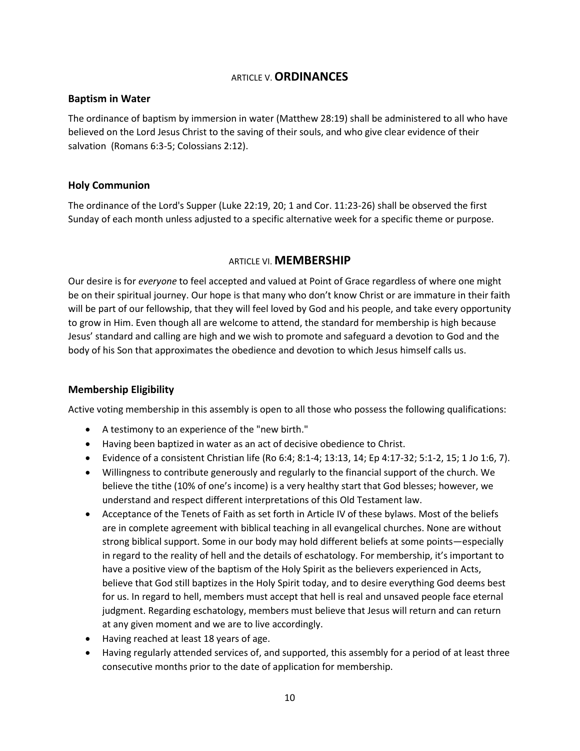## ARTICLE V. **ORDINANCES**

### Baptism in Water

The ordinance of baptism by immersion in water (Matthew 28:19) shall be administered to all who have believed on the Lord Jesus Christ to the saving of their souls, and who give clear evidence of their salvation (Romans 6:3-5; Colossians 2:12).

### Holy Communion

The ordinance of the Lord's Supper (Luke 22:19, 20; 1 and Cor. 11:23-26) shall be observed the first Sunday of each month unless adjusted to a specific alternative week for a specific theme or purpose.

## ARTICLE VI. **MEMBERSHIP**

Our desire is for *everyone* to feel accepted and valued at Point of Grace regardless of where one might be on their spiritual journey. Our hope is that many who don't know Christ or are immature in their faith will be part of our fellowship, that they will feel loved by God and his people, and take every opportunity to grow in Him. Even though all are welcome to attend, the standard for membership is high because Jesus' standard and calling are high and we wish to promote and safeguard a devotion to God and the body of his Son that approximates the obedience and devotion to which Jesus himself calls us.

### Membership Eligibility

Active voting membership in this assembly is open to all those who possess the following qualifications:

- A testimony to an experience of the "new birth."
- Having been baptized in water as an act of decisive obedience to Christ.
- Evidence of a consistent Christian life (Ro 6:4; 8:1-4; 13:13, 14; Ep 4:17-32; 5:1-2, 15; 1 Jo 1:6, 7).
- Willingness to contribute generously and regularly to the financial support of the church. We believe the tithe (10% of one's income) is a very healthy start that God blesses; however, we understand and respect different interpretations of this Old Testament law.
- Acceptance of the Tenets of Faith as set forth in Article IV of these bylaws. Most of the beliefs are in complete agreement with biblical teaching in all evangelical churches. None are without strong biblical support. Some in our body may hold different beliefs at some points—especially in regard to the reality of hell and the details of eschatology. For membership, it's important to have a positive view of the baptism of the Holy Spirit as the believers experienced in Acts, believe that God still baptizes in the Holy Spirit today, and to desire everything God deems best for us. In regard to hell, members must accept that hell is real and unsaved people face eternal judgment. Regarding eschatology, members must believe that Jesus will return and can return at any given moment and we are to live accordingly.
- Having reached at least 18 years of age.
- Having regularly attended services of, and supported, this assembly for a period of at least three consecutive months prior to the date of application for membership.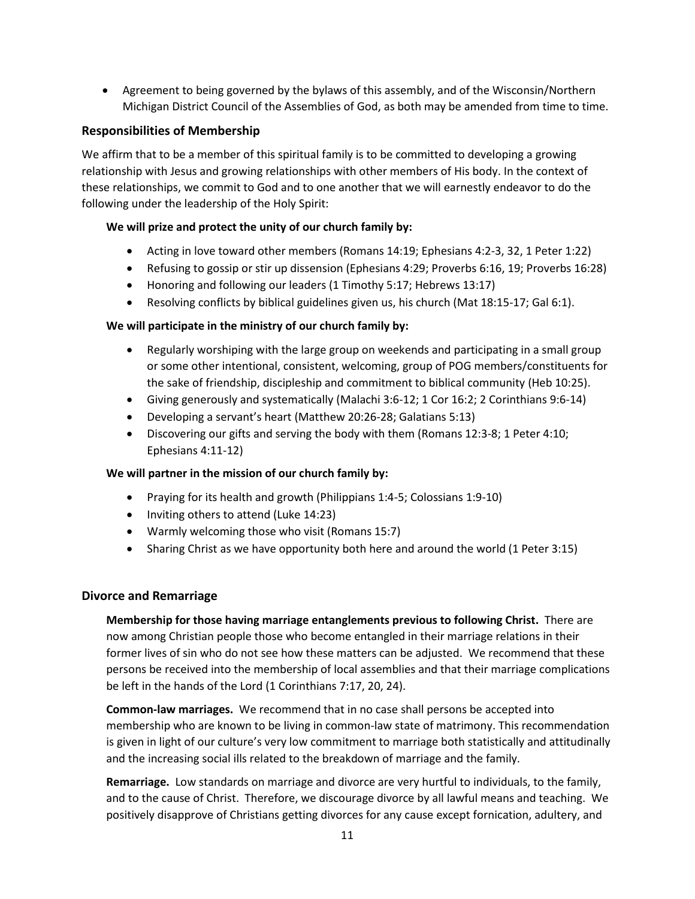- Agreement to being governed by the bylaws of this assembly, and of the Wisconsin/Northern Michigan District Council of the Assemblies of God, as both may be amended from time to time.

### Responsibilities of Membership

We affirm that to be a member of this spiritual family is to be committed to developing a growing relationship with Jesus and growing relationships with other members of His body. In the context of these relationships, we commit to God and to one another that we will earnestly endeavor to do the following under the leadership of the Holy Spirit:

**We will prize and protect the unity of our church family by:**

- Acting in love toward other members (Romans 14:19; Ephesians 4:2-3, 32, 1 Peter 1:22)
- Refusing to gossip or stir up dissension (Ephesians 4:29; Proverbs 6:16, 19; Proverbs 16:28)
- Honoring and following our leaders (1 Timothy 5:17; Hebrews 13:17)
- Resolving conflicts by biblical guidelines given us, his church (Mat 18:15-17; Gal 6:1).

**We will participate in the ministry of our church family by:**

- Regularly worshiping with the large group on weekends and participating in a small group or some other intentional, consistent, welcoming, group of POG members/constituents for the sake of friendship, discipleship and commitment to biblical community (Heb 10:25).
- Giving generously and systematically (Malachi 3:6-12; 1 Cor 16:2; 2 Corinthians 9:6-14)
- Developing a servant's heart (Matthew 20:26-28; Galatians 5:13)
- Discovering our gifts and serving the body with them (Romans 12:3-8; 1 Peter 4:10; Ephesians 4:11-12)

**We will partner in the mission of our church family by:**

- Praying for its health and growth (Philippians 1:4-5; Colossians 1:9-10)
- Inviting others to attend (Luke 14:23)
- Warmly welcoming those who visit (Romans 15:7)
- Sharing Christ as we have opportunity both here and around the world (1 Peter 3:15)

### Divorce and Remarriage

**Membership for those having marriage entanglements previous to following Christ.** There are now among Christian people those who become entangled in their marriage relations in their former lives of sin who do not see how these matters can be adjusted. We recommend that these persons be received into the membership of local assemblies and that their marriage complications be left in the hands of the Lord (1 Corinthians 7:17, 20, 24).

**Common-law marriages.** We recommend that in no case shall persons be accepted into membership who are known to be living in common-law state of matrimony. This recommendation is given in light of our culture's very low commitment to marriage both statistically and attitudinally and the increasing social ills related to the breakdown of marriage and the family.

**Remarriage.** Low standards on marriage and divorce are very hurtful to individuals, to the family, and to the cause of Christ. Therefore, we discourage divorce by all lawful means and teaching. We positively disapprove of Christians getting divorces for any cause except fornication, adultery, and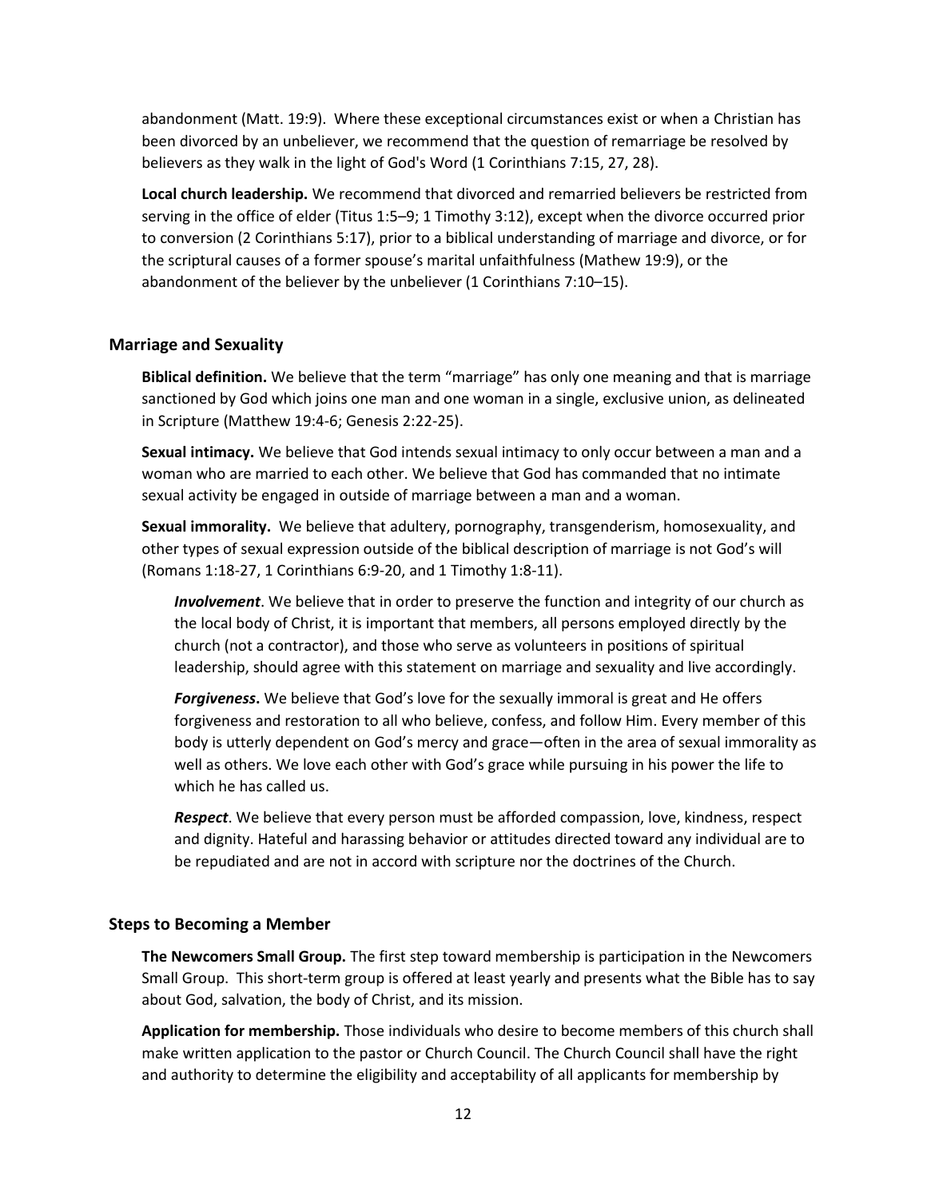abandonment (Matt. 19:9). Where these exceptional circumstances exist or when a Christian has been divorced by an unbeliever, we recommend that the question of remarriage be resolved by believers as they walk in the light of God's Word (1 Corinthians 7:15, 27, 28).

**Local church leadership.** We recommend that divorced and remarried believers be restricted from serving in the office of elder (Titus 1:5–9; 1 Timothy 3:12), except when the divorce occurred prior to conversion (2 Corinthians 5:17), prior to a biblical understanding of marriage and divorce, or for the scriptural causes of a former spouse's marital unfaithfulness (Mathew 19:9), or the abandonment of the believer by the unbeliever (1 Corinthians 7:10–15).

## Marriage and Sexuality

**Biblical definition.** We believe that the term "marriage" has only one meaning and that is marriage sanctioned by God which joins one man and one woman in a single, exclusive union, as delineated in Scripture (Matthew 19:4-6; Genesis 2:22-25).

**Sexual intimacy.** We believe that God intends sexual intimacy to only occur between a man and a woman who are married to each other. We believe that God has commanded that no intimate sexual activity be engaged in outside of marriage between a man and a woman.

**Sexual immorality.** We believe that adultery, pornography, transgenderism, homosexuality, and other types of sexual expression outside of the biblical description of marriage is not God's will (Romans 1:18-27, 1 Corinthians 6:9-20, and 1 Timothy 1:8-11).

***Involvement***. We believe that in order to preserve the function and integrity of our church as the local body of Christ, it is important that members, all persons employed directly by the church (not a contractor), and those who serve as volunteers in positions of spiritual leadership, should agree with this statement on marriage and sexuality and live accordingly.

***Forgiveness*.** We believe that God's love for the sexually immoral is great and He offers forgiveness and restoration to all who believe, confess, and follow Him. Every member of this body is utterly dependent on God's mercy and grace—often in the area of sexual immorality as well as others. We love each other with God's grace while pursuing in his power the life to which he has called us.

***Respect***. We believe that every person must be afforded compassion, love, kindness, respect and dignity. Hateful and harassing behavior or attitudes directed toward any individual are to be repudiated and are not in accord with scripture nor the doctrines of the Church.

## Steps to Becoming a Member

**The Newcomers Small Group.** The first step toward membership is participation in the Newcomers Small Group. This short-term group is offered at least yearly and presents what the Bible has to say about God, salvation, the body of Christ, and its mission.

**Application for membership.** Those individuals who desire to become members of this church shall make written application to the pastor or Church Council. The Church Council shall have the right and authority to determine the eligibility and acceptability of all applicants for membership by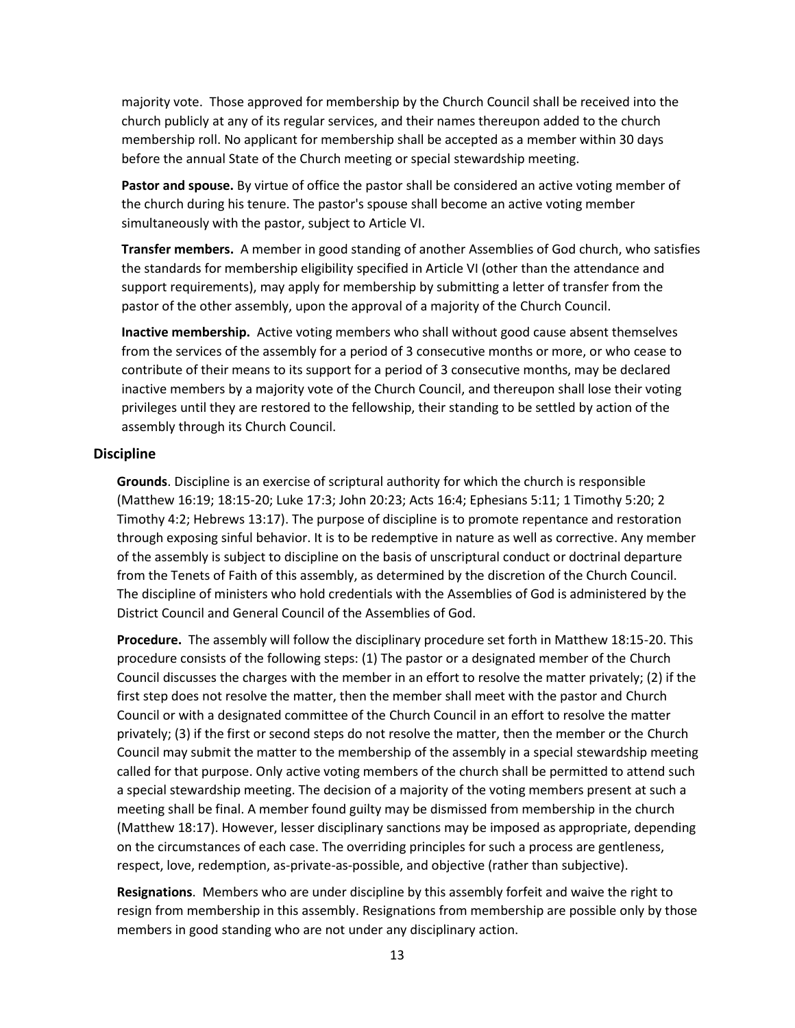majority vote. Those approved for membership by the Church Council shall be received into the church publicly at any of its regular services, and their names thereupon added to the church membership roll. No applicant for membership shall be accepted as a member within 30 days before the annual State of the Church meeting or special stewardship meeting.

**Pastor and spouse.** By virtue of office the pastor shall be considered an active voting member of the church during his tenure. The pastor's spouse shall become an active voting member simultaneously with the pastor, subject to Article VI.

**Transfer members.** A member in good standing of another Assemblies of God church, who satisfies the standards for membership eligibility specified in Article VI (other than the attendance and support requirements), may apply for membership by submitting a letter of transfer from the pastor of the other assembly, upon the approval of a majority of the Church Council.

**Inactive membership.** Active voting members who shall without good cause absent themselves from the services of the assembly for a period of 3 consecutive months or more, or who cease to contribute of their means to its support for a period of 3 consecutive months, may be declared inactive members by a majority vote of the Church Council, and thereupon shall lose their voting privileges until they are restored to the fellowship, their standing to be settled by action of the assembly through its Church Council.

### Discipline

**Grounds**. Discipline is an exercise of scriptural authority for which the church is responsible (Matthew 16:19; 18:15-20; Luke 17:3; John 20:23; Acts 16:4; Ephesians 5:11; 1 Timothy 5:20; 2 Timothy 4:2; Hebrews 13:17). The purpose of discipline is to promote repentance and restoration through exposing sinful behavior. It is to be redemptive in nature as well as corrective. Any member of the assembly is subject to discipline on the basis of unscriptural conduct or doctrinal departure from the Tenets of Faith of this assembly, as determined by the discretion of the Church Council. The discipline of ministers who hold credentials with the Assemblies of God is administered by the District Council and General Council of the Assemblies of God.

**Procedure.** The assembly will follow the disciplinary procedure set forth in Matthew 18:15-20. This procedure consists of the following steps: (1) The pastor or a designated member of the Church Council discusses the charges with the member in an effort to resolve the matter privately; (2) if the first step does not resolve the matter, then the member shall meet with the pastor and Church Council or with a designated committee of the Church Council in an effort to resolve the matter privately; (3) if the first or second steps do not resolve the matter, then the member or the Church Council may submit the matter to the membership of the assembly in a special stewardship meeting called for that purpose. Only active voting members of the church shall be permitted to attend such a special stewardship meeting. The decision of a majority of the voting members present at such a meeting shall be final. A member found guilty may be dismissed from membership in the church (Matthew 18:17). However, lesser disciplinary sanctions may be imposed as appropriate, depending on the circumstances of each case. The overriding principles for such a process are gentleness, respect, love, redemption, as-private-as-possible, and objective (rather than subjective).

**Resignations**. Members who are under discipline by this assembly forfeit and waive the right to resign from membership in this assembly. Resignations from membership are possible only by those members in good standing who are not under any disciplinary action.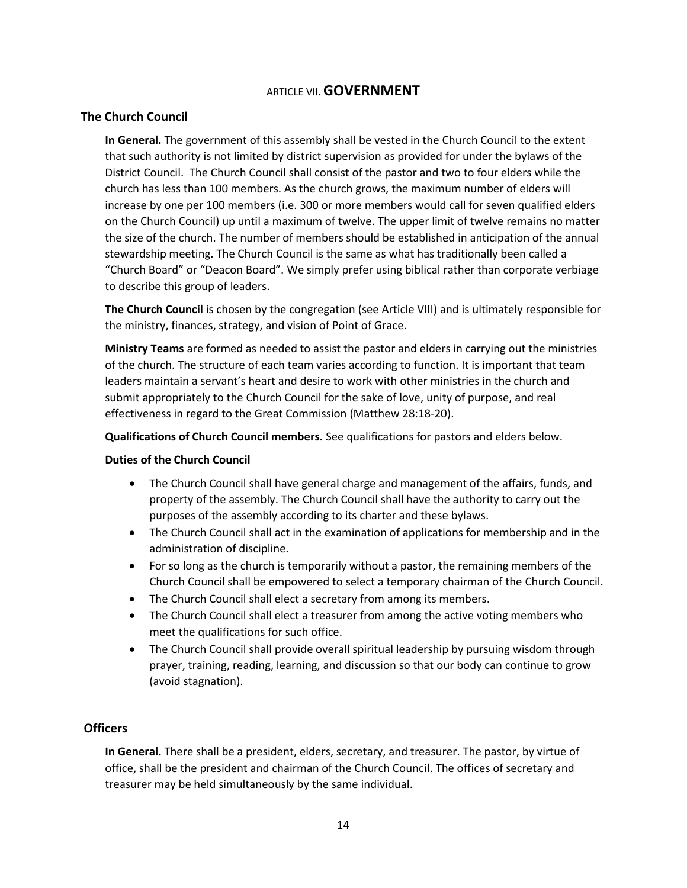# ARTICLE VII. **GOVERNMENT**

## The Church Council

**In General.** The government of this assembly shall be vested in the Church Council to the extent that such authority is not limited by district supervision as provided for under the bylaws of the District Council. The Church Council shall consist of the pastor and two to four elders while the church has less than 100 members. As the church grows, the maximum number of elders will increase by one per 100 members (i.e. 300 or more members would call for seven qualified elders on the Church Council) up until a maximum of twelve. The upper limit of twelve remains no matter the size of the church. The number of members should be established in anticipation of the annual stewardship meeting. The Church Council is the same as what has traditionally been called a "Church Board" or "Deacon Board". We simply prefer using biblical rather than corporate verbiage to describe this group of leaders.

**The Church Council** is chosen by the congregation (see Article VIII) and is ultimately responsible for the ministry, finances, strategy, and vision of Point of Grace.

**Ministry Teams** are formed as needed to assist the pastor and elders in carrying out the ministries of the church. The structure of each team varies according to function. It is important that team leaders maintain a servant's heart and desire to work with other ministries in the church and submit appropriately to the Church Council for the sake of love, unity of purpose, and real effectiveness in regard to the Great Commission (Matthew 28:18-20).

**Qualifications of Church Council members.** See qualifications for pastors and elders below.

**Duties of the Church Council**

- The Church Council shall have general charge and management of the affairs, funds, and property of the assembly. The Church Council shall have the authority to carry out the purposes of the assembly according to its charter and these bylaws.
- The Church Council shall act in the examination of applications for membership and in the administration of discipline.
- For so long as the church is temporarily without a pastor, the remaining members of the Church Council shall be empowered to select a temporary chairman of the Church Council.
- The Church Council shall elect a secretary from among its members.
- The Church Council shall elect a treasurer from among the active voting members who meet the qualifications for such office.
- The Church Council shall provide overall spiritual leadership by pursuing wisdom through prayer, training, reading, learning, and discussion so that our body can continue to grow (avoid stagnation).

## Officers

**In General.** There shall be a president, elders, secretary, and treasurer. The pastor, by virtue of office, shall be the president and chairman of the Church Council. The offices of secretary and treasurer may be held simultaneously by the same individual.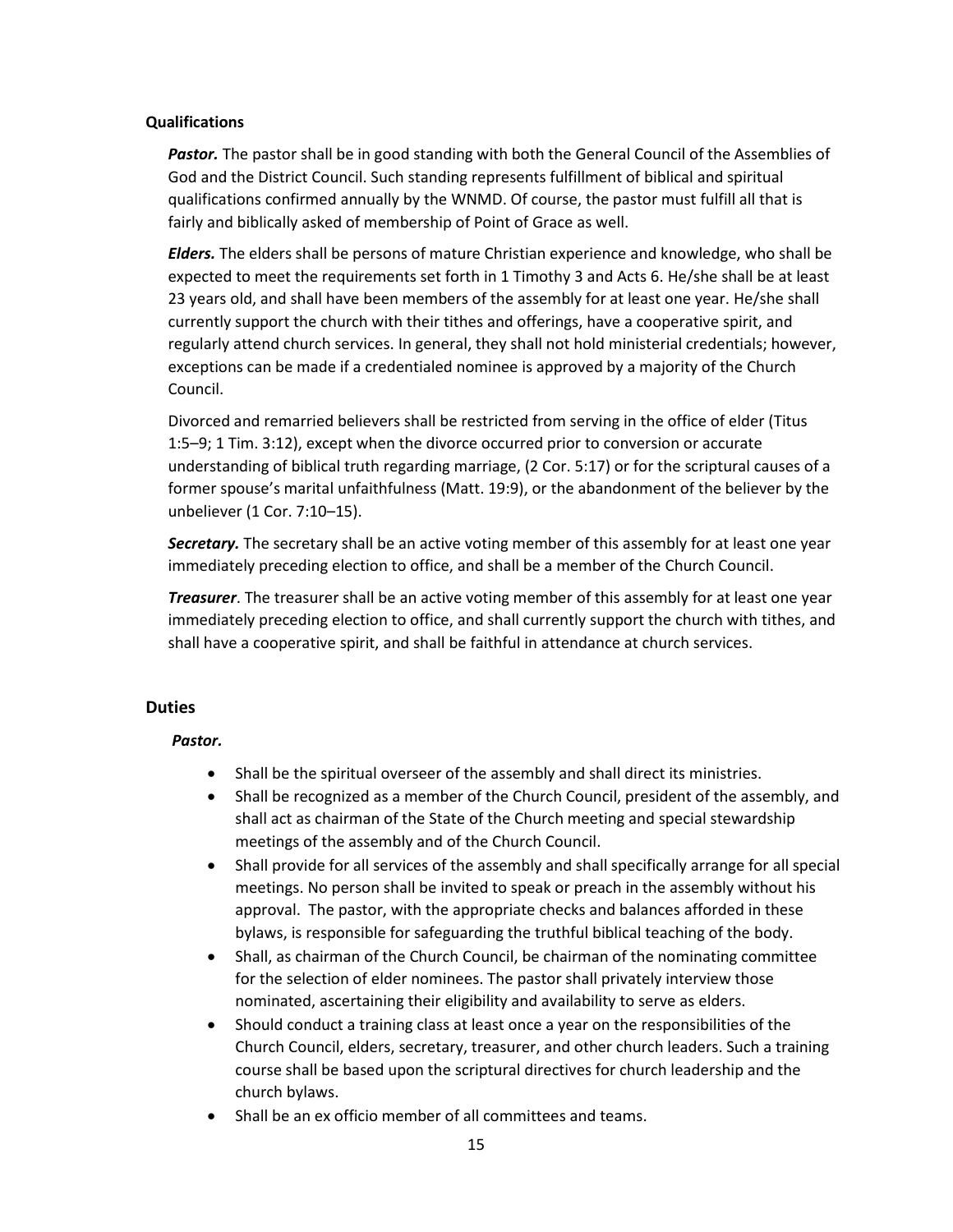### Qualifications

***Pastor.*** The pastor shall be in good standing with both the General Council of the Assemblies of God and the District Council. Such standing represents fulfillment of biblical and spiritual qualifications confirmed annually by the WNMD. Of course, the pastor must fulfill all that is fairly and biblically asked of membership of Point of Grace as well.

***Elders.*** The elders shall be persons of mature Christian experience and knowledge, who shall be expected to meet the requirements set forth in 1 Timothy 3 and Acts 6. He/she shall be at least 23 years old, and shall have been members of the assembly for at least one year. He/she shall currently support the church with their tithes and offerings, have a cooperative spirit, and regularly attend church services. In general, they shall not hold ministerial credentials; however, exceptions can be made if a credentialed nominee is approved by a majority of the Church Council.

Divorced and remarried believers shall be restricted from serving in the office of elder (Titus 1:5–9; 1 Tim. 3:12), except when the divorce occurred prior to conversion or accurate understanding of biblical truth regarding marriage, (2 Cor. 5:17) or for the scriptural causes of a former spouse's marital unfaithfulness (Matt. 19:9), or the abandonment of the believer by the unbeliever (1 Cor. 7:10–15).

***Secretary.*** The secretary shall be an active voting member of this assembly for at least one year immediately preceding election to office, and shall be a member of the Church Council.

***Treasurer***. The treasurer shall be an active voting member of this assembly for at least one year immediately preceding election to office, and shall currently support the church with tithes, and shall have a cooperative spirit, and shall be faithful in attendance at church services.

## Duties

***Pastor.***

- Shall be the spiritual overseer of the assembly and shall direct its ministries.
- Shall be recognized as a member of the Church Council, president of the assembly, and shall act as chairman of the State of the Church meeting and special stewardship meetings of the assembly and of the Church Council.
- Shall provide for all services of the assembly and shall specifically arrange for all special meetings. No person shall be invited to speak or preach in the assembly without his approval. The pastor, with the appropriate checks and balances afforded in these bylaws, is responsible for safeguarding the truthful biblical teaching of the body.
- Shall, as chairman of the Church Council, be chairman of the nominating committee for the selection of elder nominees. The pastor shall privately interview those nominated, ascertaining their eligibility and availability to serve as elders.
- Should conduct a training class at least once a year on the responsibilities of the Church Council, elders, secretary, treasurer, and other church leaders. Such a training course shall be based upon the scriptural directives for church leadership and the church bylaws.
- Shall be an ex officio member of all committees and teams.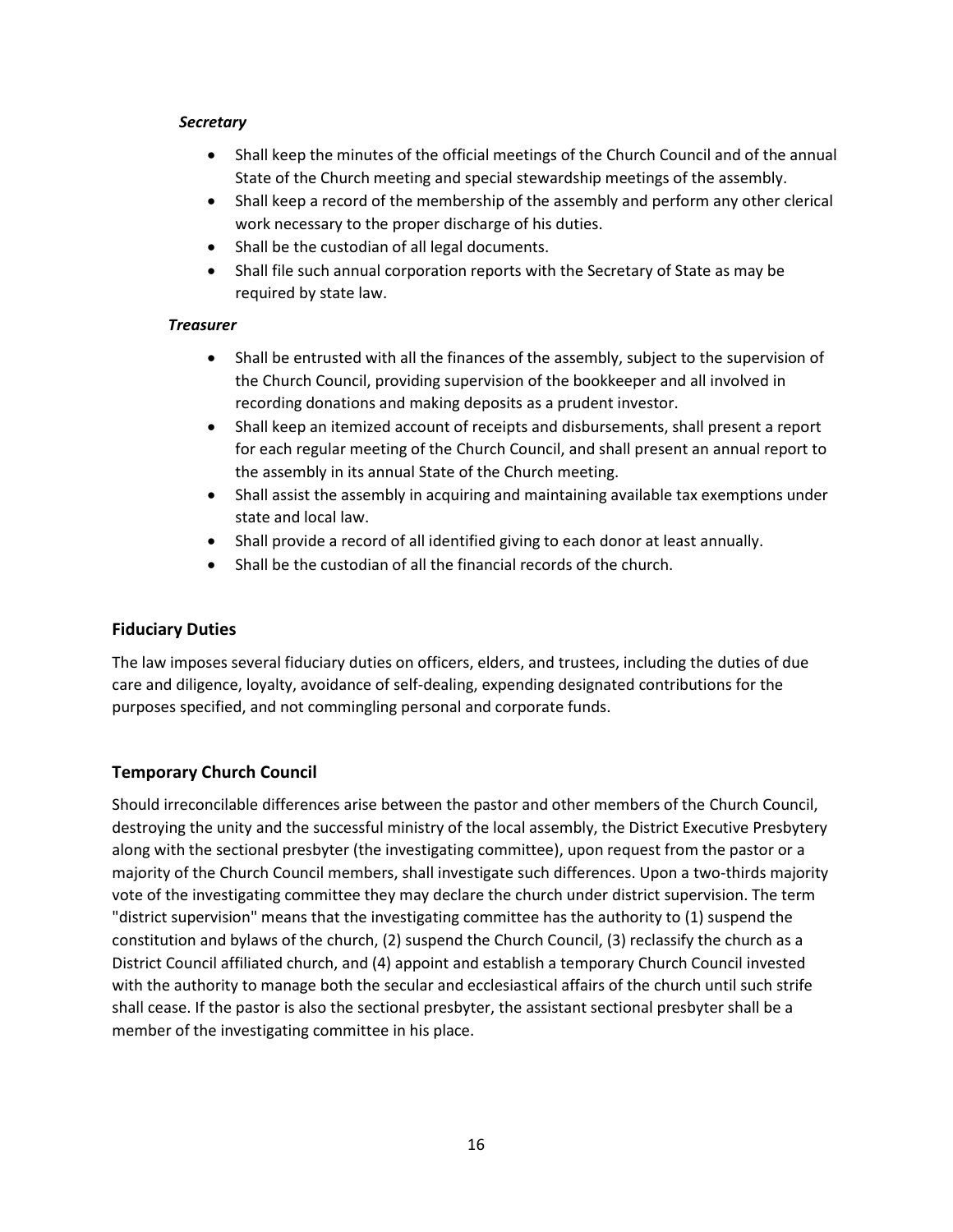***Secretary***

- Shall keep the minutes of the official meetings of the Church Council and of the annual State of the Church meeting and special stewardship meetings of the assembly.
- Shall keep a record of the membership of the assembly and perform any other clerical work necessary to the proper discharge of his duties.
- Shall be the custodian of all legal documents.
- Shall file such annual corporation reports with the Secretary of State as may be required by state law.

***Treasurer***

- Shall be entrusted with all the finances of the assembly, subject to the supervision of the Church Council, providing supervision of the bookkeeper and all involved in recording donations and making deposits as a prudent investor.
- Shall keep an itemized account of receipts and disbursements, shall present a report for each regular meeting of the Church Council, and shall present an annual report to the assembly in its annual State of the Church meeting.
- Shall assist the assembly in acquiring and maintaining available tax exemptions under state and local law.
- Shall provide a record of all identified giving to each donor at least annually.
- Shall be the custodian of all the financial records of the church.

## Fiduciary Duties

The law imposes several fiduciary duties on officers, elders, and trustees, including the duties of due care and diligence, loyalty, avoidance of self-dealing, expending designated contributions for the purposes specified, and not commingling personal and corporate funds.

## Temporary Church Council

Should irreconcilable differences arise between the pastor and other members of the Church Council, destroying the unity and the successful ministry of the local assembly, the District Executive Presbytery along with the sectional presbyter (the investigating committee), upon request from the pastor or a majority of the Church Council members, shall investigate such differences. Upon a two-thirds majority vote of the investigating committee they may declare the church under district supervision. The term "district supervision" means that the investigating committee has the authority to (1) suspend the constitution and bylaws of the church, (2) suspend the Church Council, (3) reclassify the church as a District Council affiliated church, and (4) appoint and establish a temporary Church Council invested with the authority to manage both the secular and ecclesiastical affairs of the church until such strife shall cease. If the pastor is also the sectional presbyter, the assistant sectional presbyter shall be a member of the investigating committee in his place.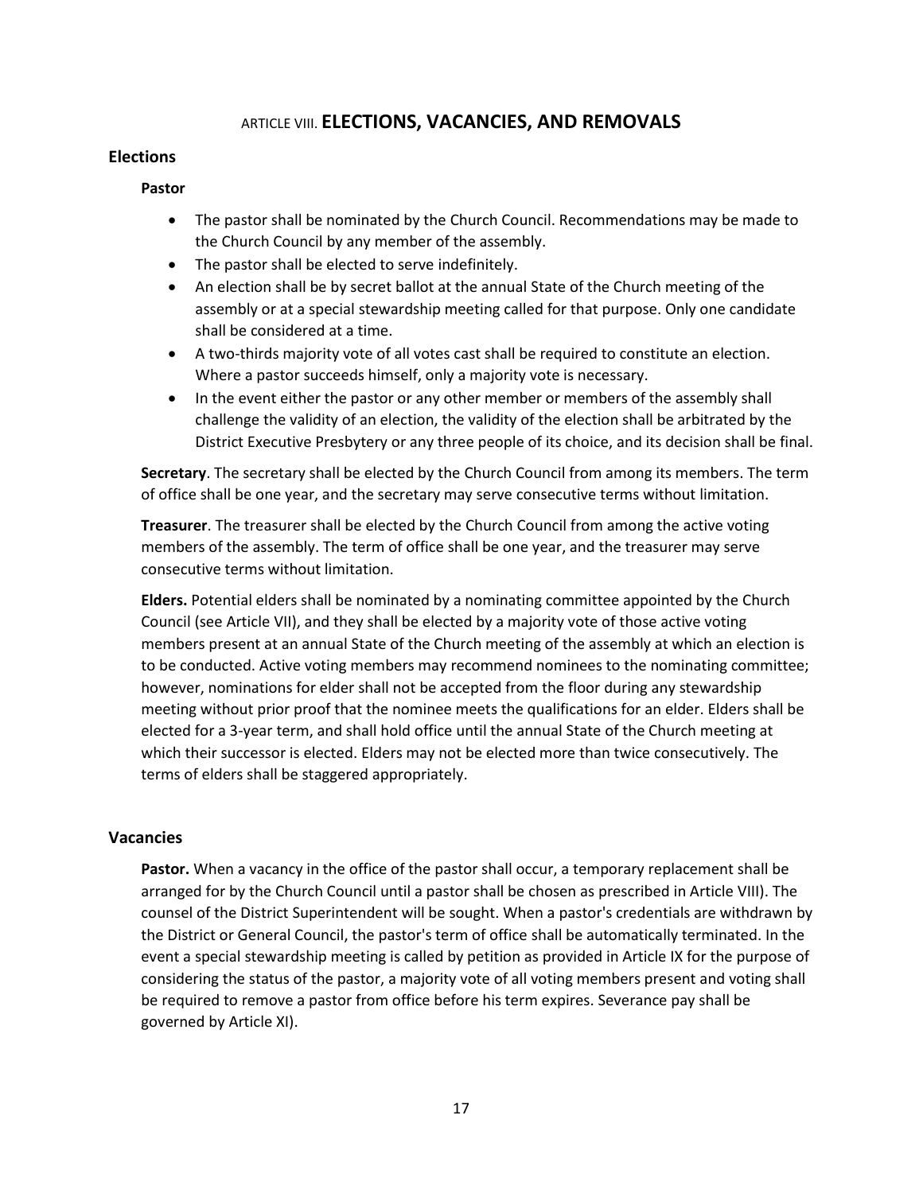# ARTICLE VIII. **ELECTIONS, VACANCIES, AND REMOVALS**

## Elections

### Pastor

- The pastor shall be nominated by the Church Council. Recommendations may be made to the Church Council by any member of the assembly.
- The pastor shall be elected to serve indefinitely.
- An election shall be by secret ballot at the annual State of the Church meeting of the assembly or at a special stewardship meeting called for that purpose. Only one candidate shall be considered at a time.
- A two-thirds majority vote of all votes cast shall be required to constitute an election. Where a pastor succeeds himself, only a majority vote is necessary.
- In the event either the pastor or any other member or members of the assembly shall challenge the validity of an election, the validity of the election shall be arbitrated by the District Executive Presbytery or any three people of its choice, and its decision shall be final.

**Secretary**. The secretary shall be elected by the Church Council from among its members. The term of office shall be one year, and the secretary may serve consecutive terms without limitation.

**Treasurer**. The treasurer shall be elected by the Church Council from among the active voting members of the assembly. The term of office shall be one year, and the treasurer may serve consecutive terms without limitation.

**Elders.** Potential elders shall be nominated by a nominating committee appointed by the Church Council (see Article VII), and they shall be elected by a majority vote of those active voting members present at an annual State of the Church meeting of the assembly at which an election is to be conducted. Active voting members may recommend nominees to the nominating committee; however, nominations for elder shall not be accepted from the floor during any stewardship meeting without prior proof that the nominee meets the qualifications for an elder. Elders shall be elected for a 3-year term, and shall hold office until the annual State of the Church meeting at which their successor is elected. Elders may not be elected more than twice consecutively. The terms of elders shall be staggered appropriately.

## Vacancies

**Pastor.** When a vacancy in the office of the pastor shall occur, a temporary replacement shall be arranged for by the Church Council until a pastor shall be chosen as prescribed in Article VIII). The counsel of the District Superintendent will be sought. When a pastor's credentials are withdrawn by the District or General Council, the pastor's term of office shall be automatically terminated. In the event a special stewardship meeting is called by petition as provided in Article IX for the purpose of considering the status of the pastor, a majority vote of all voting members present and voting shall be required to remove a pastor from office before his term expires. Severance pay shall be governed by Article XI).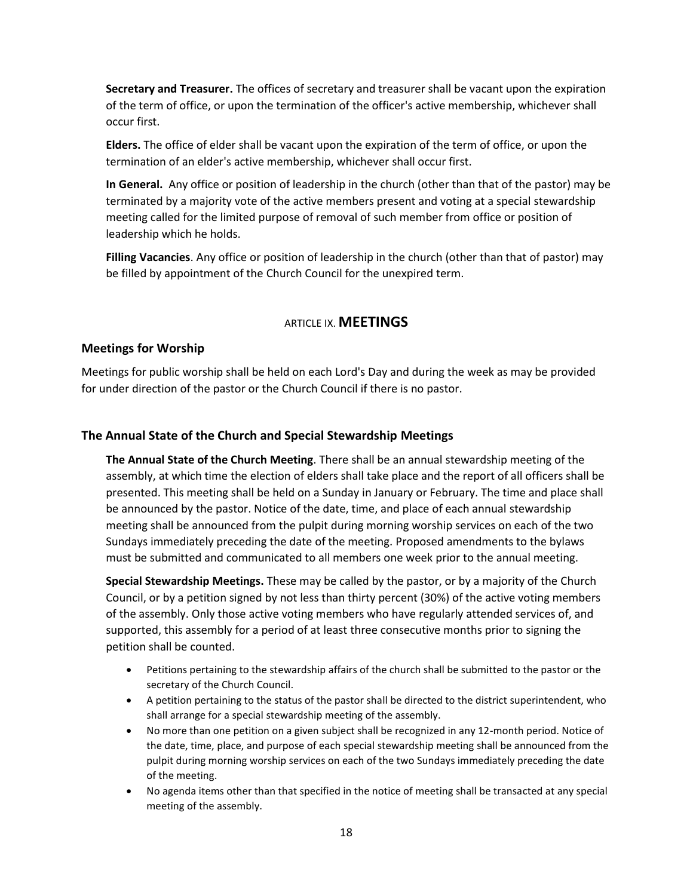**Secretary and Treasurer.** The offices of secretary and treasurer shall be vacant upon the expiration of the term of office, or upon the termination of the officer's active membership, whichever shall occur first.

**Elders.** The office of elder shall be vacant upon the expiration of the term of office, or upon the termination of an elder's active membership, whichever shall occur first.

**In General.** Any office or position of leadership in the church (other than that of the pastor) may be terminated by a majority vote of the active members present and voting at a special stewardship meeting called for the limited purpose of removal of such member from office or position of leadership which he holds.

**Filling Vacancies**. Any office or position of leadership in the church (other than that of pastor) may be filled by appointment of the Church Council for the unexpired term.

## ARTICLE IX. MEETINGS

### Meetings for Worship

Meetings for public worship shall be held on each Lord's Day and during the week as may be provided for under direction of the pastor or the Church Council if there is no pastor.

### The Annual State of the Church and Special Stewardship Meetings

**The Annual State of the Church Meeting**. There shall be an annual stewardship meeting of the assembly, at which time the election of elders shall take place and the report of all officers shall be presented. This meeting shall be held on a Sunday in January or February. The time and place shall be announced by the pastor. Notice of the date, time, and place of each annual stewardship meeting shall be announced from the pulpit during morning worship services on each of the two Sundays immediately preceding the date of the meeting. Proposed amendments to the bylaws must be submitted and communicated to all members one week prior to the annual meeting.

**Special Stewardship Meetings.** These may be called by the pastor, or by a majority of the Church Council, or by a petition signed by not less than thirty percent (30%) of the active voting members of the assembly. Only those active voting members who have regularly attended services of, and supported, this assembly for a period of at least three consecutive months prior to signing the petition shall be counted.

- Petitions pertaining to the stewardship affairs of the church shall be submitted to the pastor or the secretary of the Church Council.
- A petition pertaining to the status of the pastor shall be directed to the district superintendent, who shall arrange for a special stewardship meeting of the assembly.
- No more than one petition on a given subject shall be recognized in any 12-month period. Notice of the date, time, place, and purpose of each special stewardship meeting shall be announced from the pulpit during morning worship services on each of the two Sundays immediately preceding the date of the meeting.
- No agenda items other than that specified in the notice of meeting shall be transacted at any special meeting of the assembly.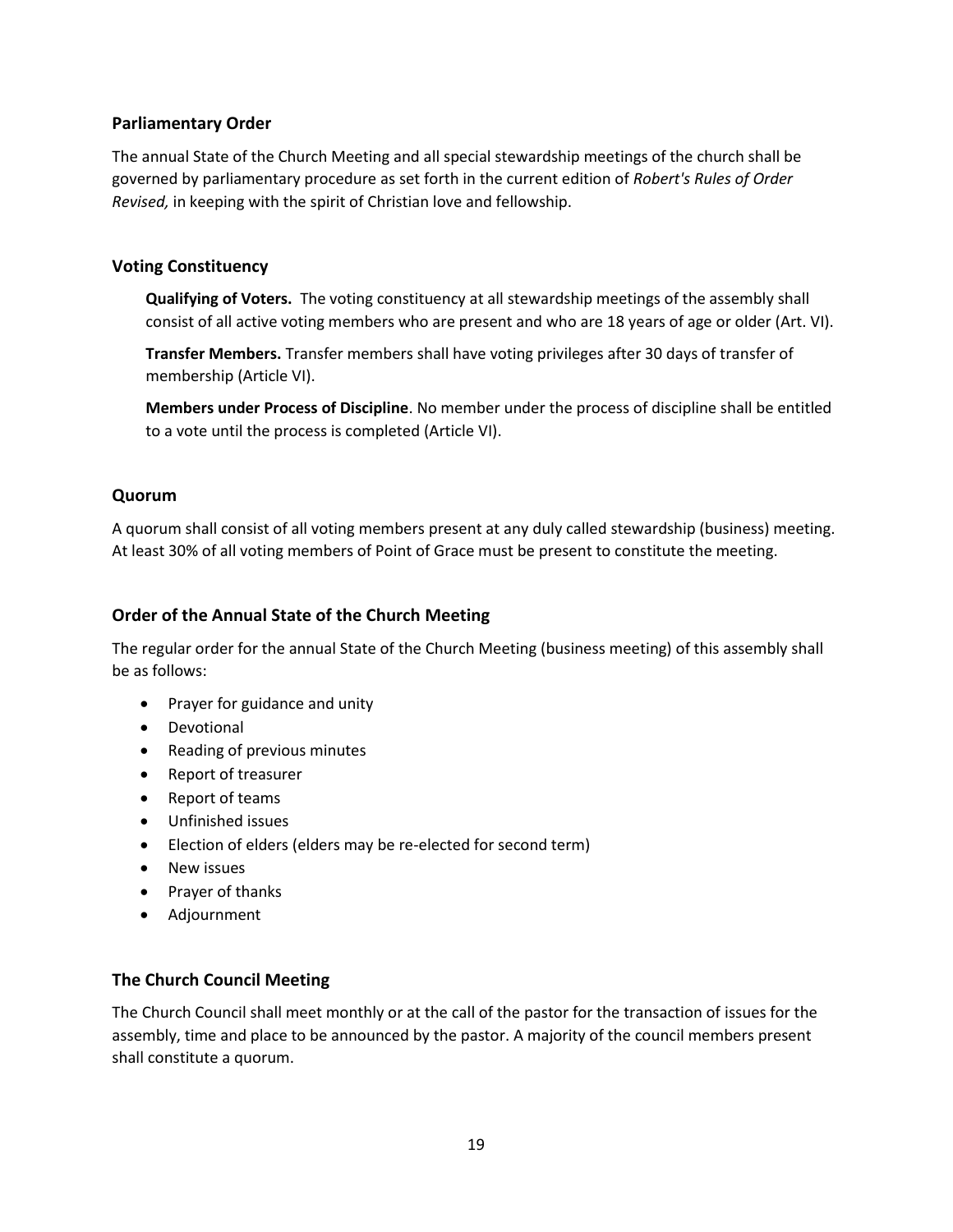## Parliamentary Order

The annual State of the Church Meeting and all special stewardship meetings of the church shall be governed by parliamentary procedure as set forth in the current edition of *Robert's Rules of Order Revised,* in keeping with the spirit of Christian love and fellowship.

## Voting Constituency

**Qualifying of Voters.** The voting constituency at all stewardship meetings of the assembly shall consist of all active voting members who are present and who are 18 years of age or older (Art. VI).

**Transfer Members.** Transfer members shall have voting privileges after 30 days of transfer of membership (Article VI).

**Members under Process of Discipline**. No member under the process of discipline shall be entitled to a vote until the process is completed (Article VI).

## Quorum

A quorum shall consist of all voting members present at any duly called stewardship (business) meeting. At least 30% of all voting members of Point of Grace must be present to constitute the meeting.

## Order of the Annual State of the Church Meeting

The regular order for the annual State of the Church Meeting (business meeting) of this assembly shall be as follows:

- Prayer for guidance and unity
- Devotional
- Reading of previous minutes
- Report of treasurer
- Report of teams
- Unfinished issues
- Election of elders (elders may be re-elected for second term)
- New issues
- Prayer of thanks
- Adjournment

## The Church Council Meeting

The Church Council shall meet monthly or at the call of the pastor for the transaction of issues for the assembly, time and place to be announced by the pastor. A majority of the council members present shall constitute a quorum.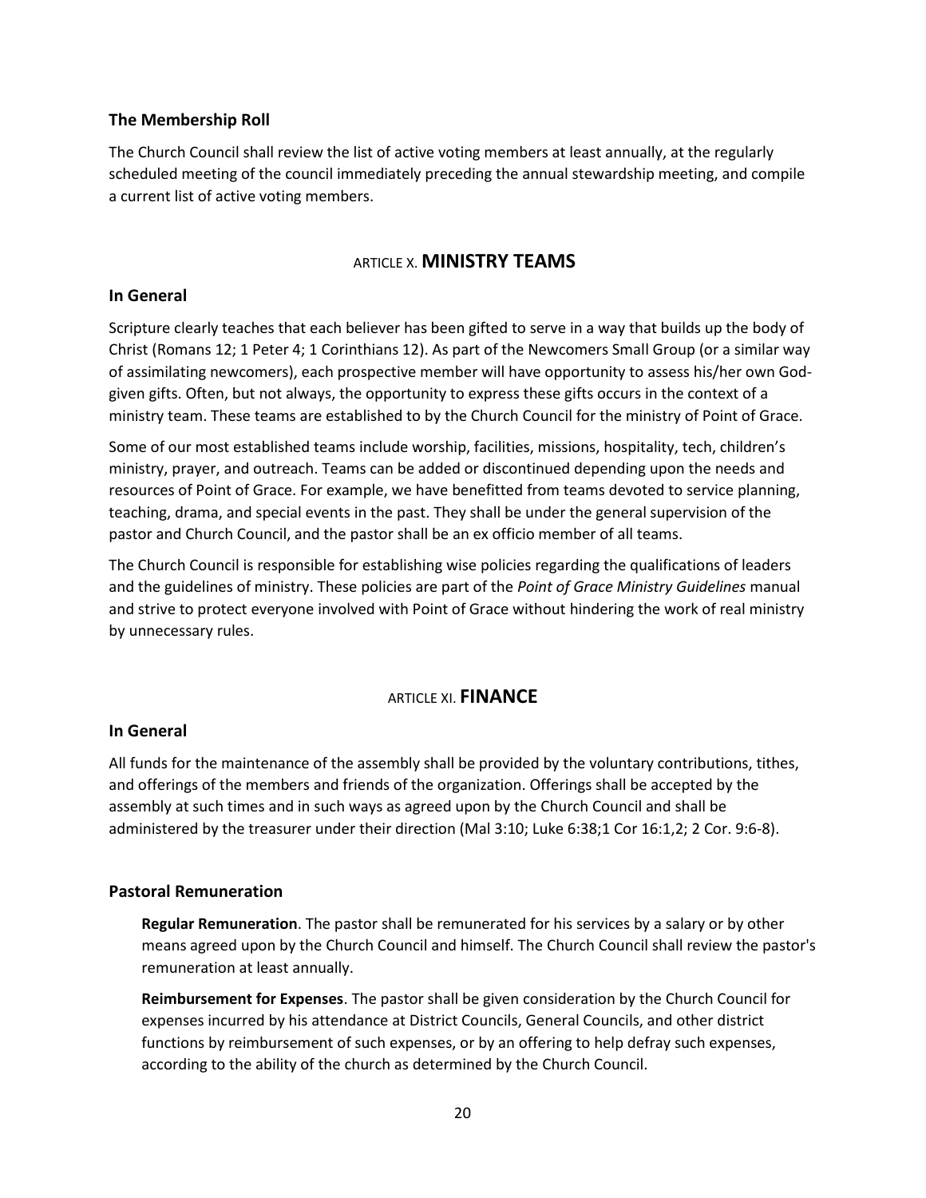### The Membership Roll

The Church Council shall review the list of active voting members at least annually, at the regularly scheduled meeting of the council immediately preceding the annual stewardship meeting, and compile a current list of active voting members.

## ARTICLE X. MINISTRY TEAMS

### In General

Scripture clearly teaches that each believer has been gifted to serve in a way that builds up the body of Christ (Romans 12; 1 Peter 4; 1 Corinthians 12). As part of the Newcomers Small Group (or a similar way of assimilating newcomers), each prospective member will have opportunity to assess his/her own God-given gifts. Often, but not always, the opportunity to express these gifts occurs in the context of a ministry team. These teams are established to by the Church Council for the ministry of Point of Grace.

Some of our most established teams include worship, facilities, missions, hospitality, tech, children's ministry, prayer, and outreach. Teams can be added or discontinued depending upon the needs and resources of Point of Grace. For example, we have benefitted from teams devoted to service planning, teaching, drama, and special events in the past. They shall be under the general supervision of the pastor and Church Council, and the pastor shall be an ex officio member of all teams.

The Church Council is responsible for establishing wise policies regarding the qualifications of leaders and the guidelines of ministry. These policies are part of the *Point of Grace Ministry Guidelines* manual and strive to protect everyone involved with Point of Grace without hindering the work of real ministry by unnecessary rules.

## ARTICLE XI. FINANCE

### In General

All funds for the maintenance of the assembly shall be provided by the voluntary contributions, tithes, and offerings of the members and friends of the organization. Offerings shall be accepted by the assembly at such times and in such ways as agreed upon by the Church Council and shall be administered by the treasurer under their direction (Mal 3:10; Luke 6:38;1 Cor 16:1,2; 2 Cor. 9:6-8).

### Pastoral Remuneration

**Regular Remuneration**. The pastor shall be remunerated for his services by a salary or by other means agreed upon by the Church Council and himself. The Church Council shall review the pastor's remuneration at least annually.

**Reimbursement for Expenses**. The pastor shall be given consideration by the Church Council for expenses incurred by his attendance at District Councils, General Councils, and other district functions by reimbursement of such expenses, or by an offering to help defray such expenses, according to the ability of the church as determined by the Church Council.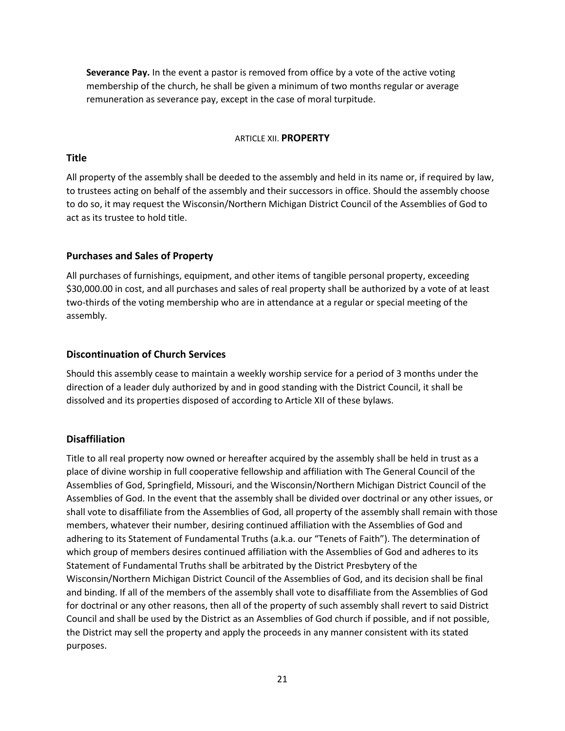**Severance Pay.** In the event a pastor is removed from office by a vote of the active voting membership of the church, he shall be given a minimum of two months regular or average remuneration as severance pay, except in the case of moral turpitude.

## ARTICLE XII. **PROPERTY**

### Title

All property of the assembly shall be deeded to the assembly and held in its name or, if required by law, to trustees acting on behalf of the assembly and their successors in office. Should the assembly choose to do so, it may request the Wisconsin/Northern Michigan District Council of the Assemblies of God to act as its trustee to hold title.

### Purchases and Sales of Property

All purchases of furnishings, equipment, and other items of tangible personal property, exceeding $30,000.00 in cost, and all purchases and sales of real property shall be authorized by a vote of at least two-thirds of the voting membership who are in attendance at a regular or special meeting of the assembly.

### Discontinuation of Church Services

Should this assembly cease to maintain a weekly worship service for a period of 3 months under the direction of a leader duly authorized by and in good standing with the District Council, it shall be dissolved and its properties disposed of according to Article XII of these bylaws.

### Disaffiliation

Title to all real property now owned or hereafter acquired by the assembly shall be held in trust as a place of divine worship in full cooperative fellowship and affiliation with The General Council of the Assemblies of God, Springfield, Missouri, and the Wisconsin/Northern Michigan District Council of the Assemblies of God. In the event that the assembly shall be divided over doctrinal or any other issues, or shall vote to disaffiliate from the Assemblies of God, all property of the assembly shall remain with those members, whatever their number, desiring continued affiliation with the Assemblies of God and adhering to its Statement of Fundamental Truths (a.k.a. our "Tenets of Faith"). The determination of which group of members desires continued affiliation with the Assemblies of God and adheres to its Statement of Fundamental Truths shall be arbitrated by the District Presbytery of the Wisconsin/Northern Michigan District Council of the Assemblies of God, and its decision shall be final and binding. If all of the members of the assembly shall vote to disaffiliate from the Assemblies of God for doctrinal or any other reasons, then all of the property of such assembly shall revert to said District Council and shall be used by the District as an Assemblies of God church if possible, and if not possible, the District may sell the property and apply the proceeds in any manner consistent with its stated purposes.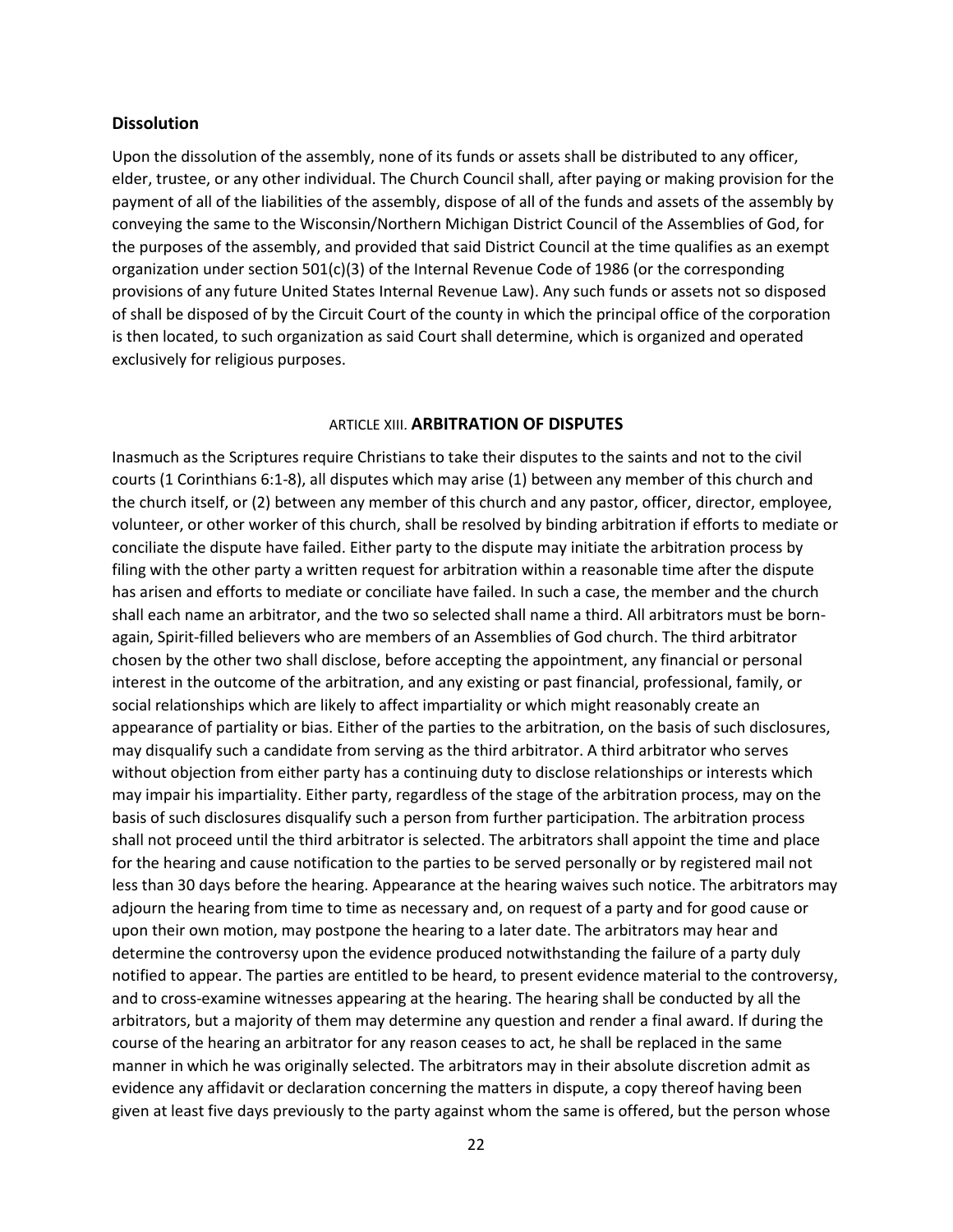## Dissolution

Upon the dissolution of the assembly, none of its funds or assets shall be distributed to any officer, elder, trustee, or any other individual. The Church Council shall, after paying or making provision for the payment of all of the liabilities of the assembly, dispose of all of the funds and assets of the assembly by conveying the same to the Wisconsin/Northern Michigan District Council of the Assemblies of God, for the purposes of the assembly, and provided that said District Council at the time qualifies as an exempt organization under section 501(c)(3) of the Internal Revenue Code of 1986 (or the corresponding provisions of any future United States Internal Revenue Law). Any such funds or assets not so disposed of shall be disposed of by the Circuit Court of the county in which the principal office of the corporation is then located, to such organization as said Court shall determine, which is organized and operated exclusively for religious purposes.

## ARTICLE XIII. ARBITRATION OF DISPUTES

Inasmuch as the Scriptures require Christians to take their disputes to the saints and not to the civil courts (1 Corinthians 6:1-8), all disputes which may arise (1) between any member of this church and the church itself, or (2) between any member of this church and any pastor, officer, director, employee, volunteer, or other worker of this church, shall be resolved by binding arbitration if efforts to mediate or conciliate the dispute have failed. Either party to the dispute may initiate the arbitration process by filing with the other party a written request for arbitration within a reasonable time after the dispute has arisen and efforts to mediate or conciliate have failed. In such a case, the member and the church shall each name an arbitrator, and the two so selected shall name a third. All arbitrators must be born-again, Spirit-filled believers who are members of an Assemblies of God church. The third arbitrator chosen by the other two shall disclose, before accepting the appointment, any financial or personal interest in the outcome of the arbitration, and any existing or past financial, professional, family, or social relationships which are likely to affect impartiality or which might reasonably create an appearance of partiality or bias. Either of the parties to the arbitration, on the basis of such disclosures, may disqualify such a candidate from serving as the third arbitrator. A third arbitrator who serves without objection from either party has a continuing duty to disclose relationships or interests which may impair his impartiality. Either party, regardless of the stage of the arbitration process, may on the basis of such disclosures disqualify such a person from further participation. The arbitration process shall not proceed until the third arbitrator is selected. The arbitrators shall appoint the time and place for the hearing and cause notification to the parties to be served personally or by registered mail not less than 30 days before the hearing. Appearance at the hearing waives such notice. The arbitrators may adjourn the hearing from time to time as necessary and, on request of a party and for good cause or upon their own motion, may postpone the hearing to a later date. The arbitrators may hear and determine the controversy upon the evidence produced notwithstanding the failure of a party duly notified to appear. The parties are entitled to be heard, to present evidence material to the controversy, and to cross-examine witnesses appearing at the hearing. The hearing shall be conducted by all the arbitrators, but a majority of them may determine any question and render a final award. If during the course of the hearing an arbitrator for any reason ceases to act, he shall be replaced in the same manner in which he was originally selected. The arbitrators may in their absolute discretion admit as evidence any affidavit or declaration concerning the matters in dispute, a copy thereof having been given at least five days previously to the party against whom the same is offered, but the person whose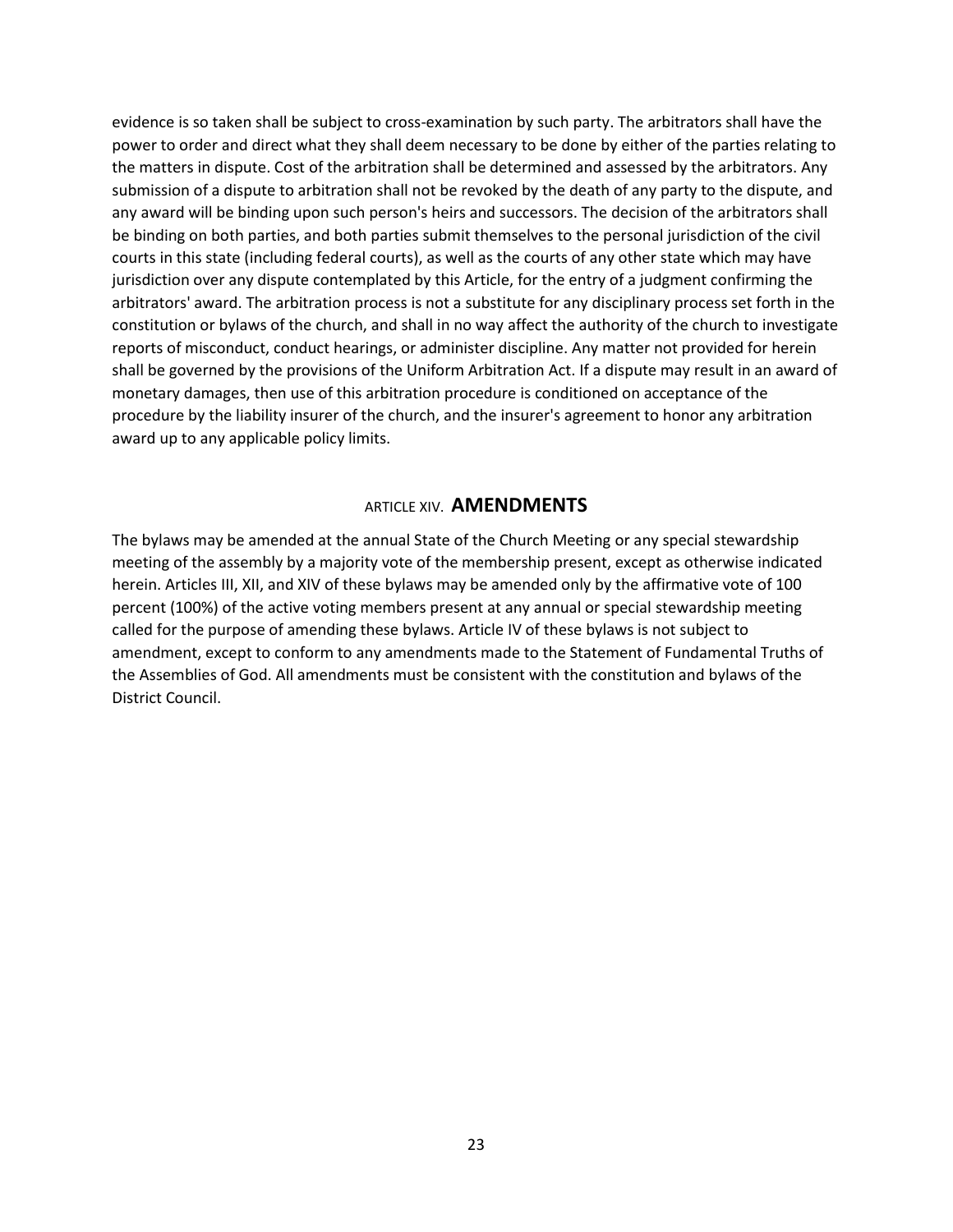evidence is so taken shall be subject to cross-examination by such party. The arbitrators shall have the power to order and direct what they shall deem necessary to be done by either of the parties relating to the matters in dispute. Cost of the arbitration shall be determined and assessed by the arbitrators. Any submission of a dispute to arbitration shall not be revoked by the death of any party to the dispute, and any award will be binding upon such person's heirs and successors. The decision of the arbitrators shall be binding on both parties, and both parties submit themselves to the personal jurisdiction of the civil courts in this state (including federal courts), as well as the courts of any other state which may have jurisdiction over any dispute contemplated by this Article, for the entry of a judgment confirming the arbitrators' award. The arbitration process is not a substitute for any disciplinary process set forth in the constitution or bylaws of the church, and shall in no way affect the authority of the church to investigate reports of misconduct, conduct hearings, or administer discipline. Any matter not provided for herein shall be governed by the provisions of the Uniform Arbitration Act. If a dispute may result in an award of monetary damages, then use of this arbitration procedure is conditioned on acceptance of the procedure by the liability insurer of the church, and the insurer's agreement to honor any arbitration award up to any applicable policy limits.

## ARTICLE XIV. **AMENDMENTS**

The bylaws may be amended at the annual State of the Church Meeting or any special stewardship meeting of the assembly by a majority vote of the membership present, except as otherwise indicated herein. Articles III, XII, and XIV of these bylaws may be amended only by the affirmative vote of 100 percent (100%) of the active voting members present at any annual or special stewardship meeting called for the purpose of amending these bylaws. Article IV of these bylaws is not subject to amendment, except to conform to any amendments made to the Statement of Fundamental Truths of the Assemblies of God. All amendments must be consistent with the constitution and bylaws of the District Council.